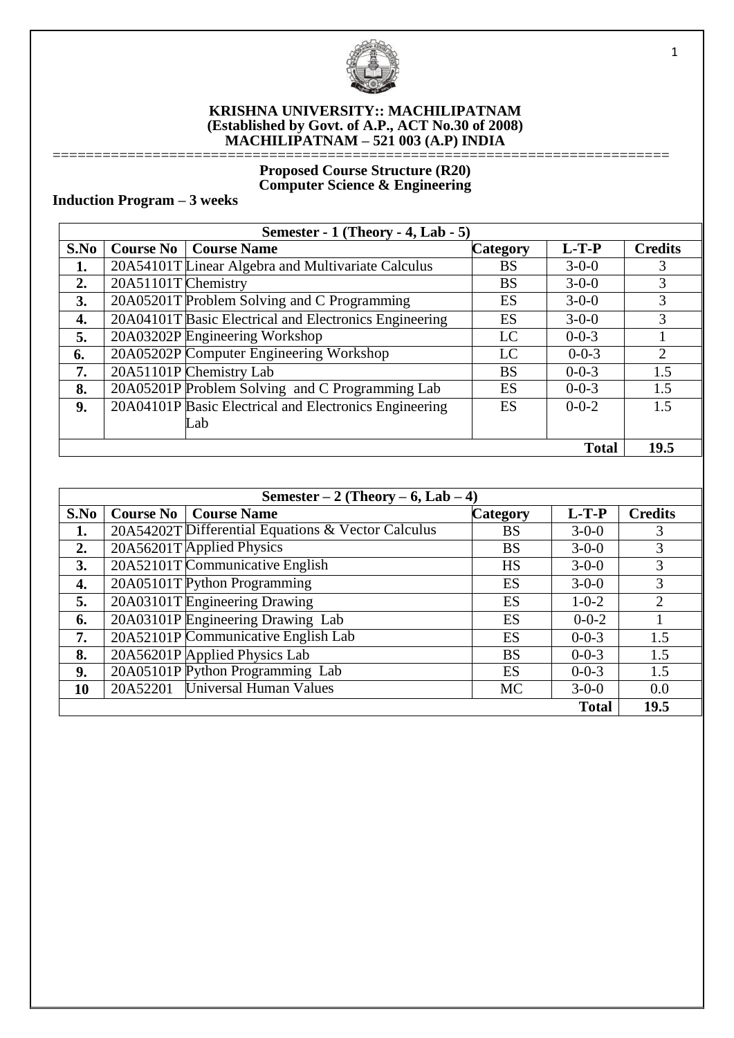**KRISHNA UNIVERSITY:: MACHILIPATNAM**
**(Established by Govt. of A.P., ACT No.30 of 2008)**
**MACHILIPATNAM – 521 003 (A.P) INDIA**

=====================================================================

## Proposed Course Structure (R20)
## Computer Science & Engineering

**Induction Program – 3 weeks**

| Semester - 1 (Theory - 4, Lab - 5) | | | | | |
|---|---|---|---|---|---|
| **S.No** | **Course No** | **Course Name** | **Category** | **L-T-P** | **Credits** |
| **1.** | 20A54101T | Linear Algebra and Multivariate Calculus | BS | 3-0-0 | 3 |
| **2.** | 20A51101T | Chemistry | BS | 3-0-0 | 3 |
| **3.** | 20A05201T | Problem Solving and C Programming | ES | 3-0-0 | 3 |
| **4.** | 20A04101T | Basic Electrical and Electronics Engineering | ES | 3-0-0 | 3 |
| **5.** | 20A03202P | Engineering Workshop | LC | 0-0-3 | 1 |
| **6.** | 20A05202P | Computer Engineering Workshop | LC | 0-0-3 | 2 |
| **7.** | 20A51101P | Chemistry Lab | BS | 0-0-3 | 1.5 |
| **8.** | 20A05201P | Problem Solving and C Programming Lab | ES | 0-0-3 | 1.5 |
| **9.** | 20A04101P | Basic Electrical and Electronics Engineering Lab | ES | 0-0-2 | 1.5 |
| | | | | **Total** | **19.5** |

| Semester – 2 (Theory – 6, Lab – 4) | | | | | |
|---|---|---|---|---|---|
| **S.No** | **Course No** | **Course Name** | **Category** | **L-T-P** | **Credits** |
| **1.** | 20A54202T | Differential Equations & Vector Calculus | BS | 3-0-0 | 3 |
| **2.** | 20A56201T | Applied Physics | BS | 3-0-0 | 3 |
| **3.** | 20A52101T | Communicative English | HS | 3-0-0 | 3 |
| **4.** | 20A05101T | Python Programming | ES | 3-0-0 | 3 |
| **5.** | 20A03101T | Engineering Drawing | ES | 1-0-2 | 2 |
| **6.** | 20A03101P | Engineering Drawing Lab | ES | 0-0-2 | 1 |
| **7.** | 20A52101P | Communicative English Lab | ES | 0-0-3 | 1.5 |
| **8.** | 20A56201P | Applied Physics Lab | BS | 0-0-3 | 1.5 |
| **9.** | 20A05101P | Python Programming Lab | ES | 0-0-3 | 1.5 |
| **10** | 20A52201 | Universal Human Values | MC | 3-0-0 | 0.0 |
| | | | | **Total** | **19.5** |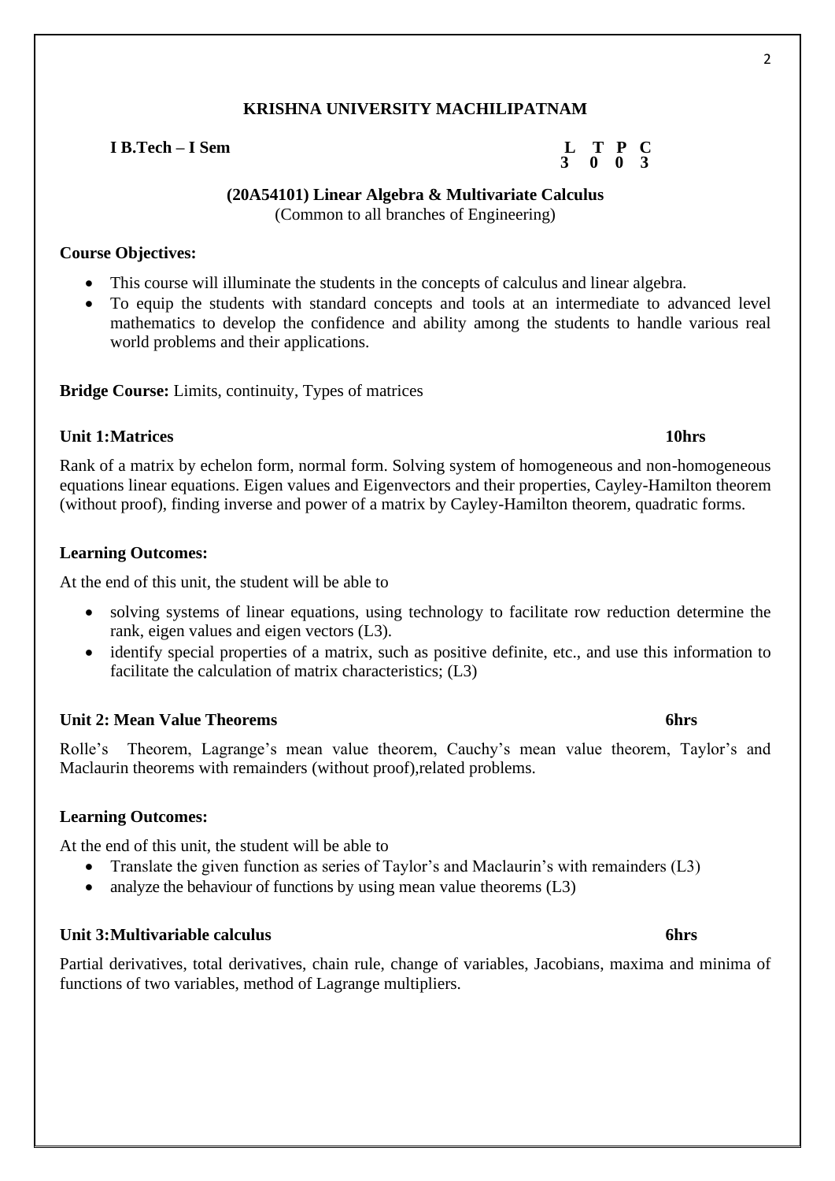**KRISHNA UNIVERSITY MACHILIPATNAM**

**I B.Tech – I Sem**

| L | T | P | C |
|---|---|---|---|
| 3 | 0 | 0 | 3 |

**(20A54101) Linear Algebra & Multivariate Calculus**
(Common to all branches of Engineering)

**Course Objectives:**

- This course will illuminate the students in the concepts of calculus and linear algebra.
- To equip the students with standard concepts and tools at an intermediate to advanced level mathematics to develop the confidence and ability among the students to handle various real world problems and their applications.

**Bridge Course:** Limits, continuity, Types of matrices

**Unit 1:Matrices 10hrs**

Rank of a matrix by echelon form, normal form. Solving system of homogeneous and non-homogeneous equations linear equations. Eigen values and Eigenvectors and their properties, Cayley-Hamilton theorem (without proof), finding inverse and power of a matrix by Cayley-Hamilton theorem, quadratic forms.

**Learning Outcomes:**

At the end of this unit, the student will be able to

- solving systems of linear equations, using technology to facilitate row reduction determine the rank, eigen values and eigen vectors (L3).
- identify special properties of a matrix, such as positive definite, etc., and use this information to facilitate the calculation of matrix characteristics; (L3)

**Unit 2: Mean Value Theorems 6hrs**

Rolle's Theorem, Lagrange's mean value theorem, Cauchy's mean value theorem, Taylor's and Maclaurin theorems with remainders (without proof),related problems.

**Learning Outcomes:**

At the end of this unit, the student will be able to

- Translate the given function as series of Taylor's and Maclaurin's with remainders (L3)
- analyze the behaviour of functions by using mean value theorems (L3)

**Unit 3:Multivariable calculus 6hrs**

Partial derivatives, total derivatives, chain rule, change of variables, Jacobians, maxima and minima of functions of two variables, method of Lagrange multipliers.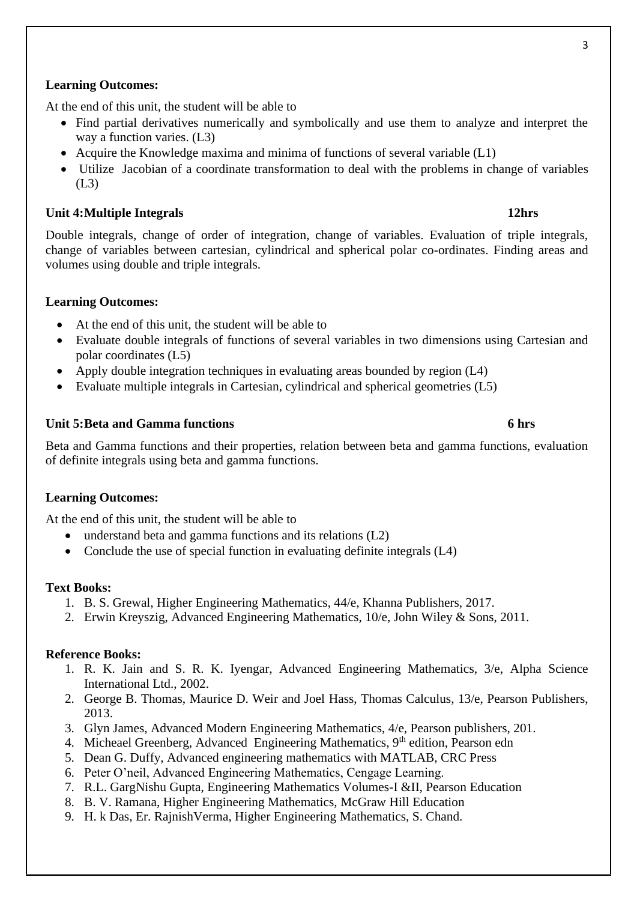**Learning Outcomes:**

At the end of this unit, the student will be able to

- Find partial derivatives numerically and symbolically and use them to analyze and interpret the way a function varies. (L3)
- Acquire the Knowledge maxima and minima of functions of several variable (L1)
- Utilize Jacobian of a coordinate transformation to deal with the problems in change of variables (L3)

**Unit 4:Multiple Integrals** **12hrs**

Double integrals, change of order of integration, change of variables. Evaluation of triple integrals, change of variables between cartesian, cylindrical and spherical polar co-ordinates. Finding areas and volumes using double and triple integrals.

**Learning Outcomes:**

- At the end of this unit, the student will be able to
- Evaluate double integrals of functions of several variables in two dimensions using Cartesian and polar coordinates (L5)
- Apply double integration techniques in evaluating areas bounded by region (L4)
- Evaluate multiple integrals in Cartesian, cylindrical and spherical geometries (L5)

**Unit 5:Beta and Gamma functions** **6 hrs**

Beta and Gamma functions and their properties, relation between beta and gamma functions, evaluation of definite integrals using beta and gamma functions.

**Learning Outcomes:**

At the end of this unit, the student will be able to

- understand beta and gamma functions and its relations (L2)
- Conclude the use of special function in evaluating definite integrals (L4)

**Text Books:**

1. B. S. Grewal, Higher Engineering Mathematics, 44/e, Khanna Publishers, 2017.
2. Erwin Kreyszig, Advanced Engineering Mathematics, 10/e, John Wiley & Sons, 2011.

**Reference Books:**

1. R. K. Jain and S. R. K. Iyengar, Advanced Engineering Mathematics, 3/e, Alpha Science International Ltd., 2002.
2. George B. Thomas, Maurice D. Weir and Joel Hass, Thomas Calculus, 13/e, Pearson Publishers, 2013.
3. Glyn James, Advanced Modern Engineering Mathematics, 4/e, Pearson publishers, 201.
4. Micheael Greenberg, Advanced Engineering Mathematics, 9th edition, Pearson edn
5. Dean G. Duffy, Advanced engineering mathematics with MATLAB, CRC Press
6. Peter O'neil, Advanced Engineering Mathematics, Cengage Learning.
7. R.L. GargNishu Gupta, Engineering Mathematics Volumes-I &II, Pearson Education
8. B. V. Ramana, Higher Engineering Mathematics, McGraw Hill Education
9. H. k Das, Er. RajnishVerma, Higher Engineering Mathematics, S. Chand.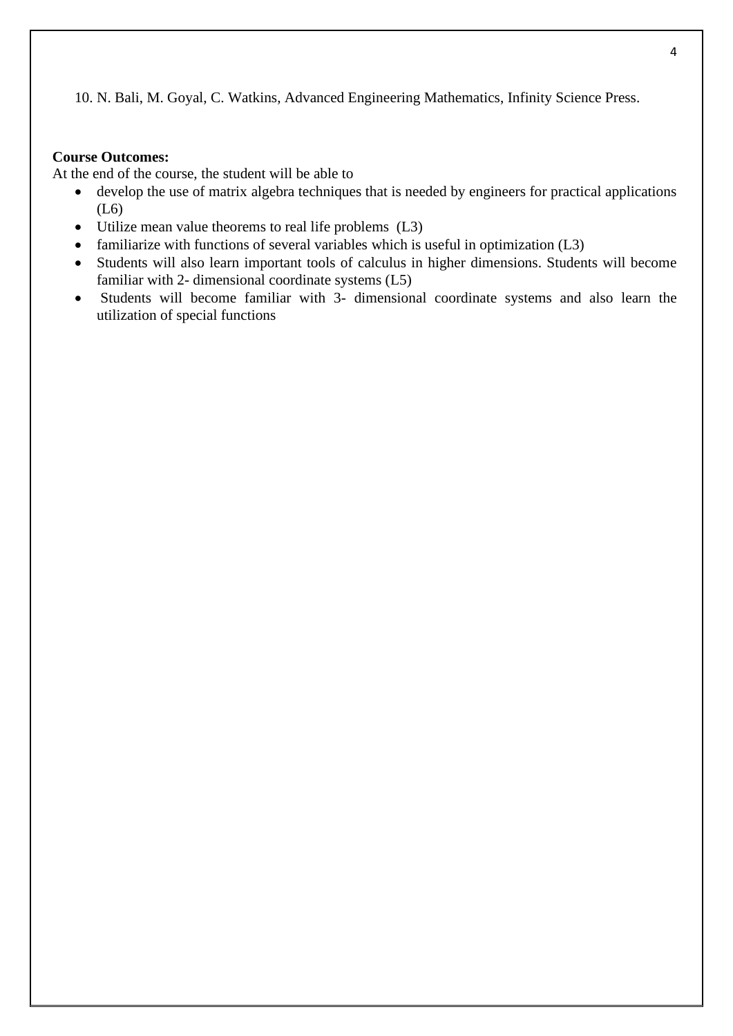10. N. Bali, M. Goyal, C. Watkins, Advanced Engineering Mathematics, Infinity Science Press.

**Course Outcomes:**

At the end of the course, the student will be able to

- develop the use of matrix algebra techniques that is needed by engineers for practical applications (L6)
- Utilize mean value theorems to real life problems (L3)
- familiarize with functions of several variables which is useful in optimization (L3)
- Students will also learn important tools of calculus in higher dimensions. Students will become familiar with 2- dimensional coordinate systems (L5)
- Students will become familiar with 3- dimensional coordinate systems and also learn the utilization of special functions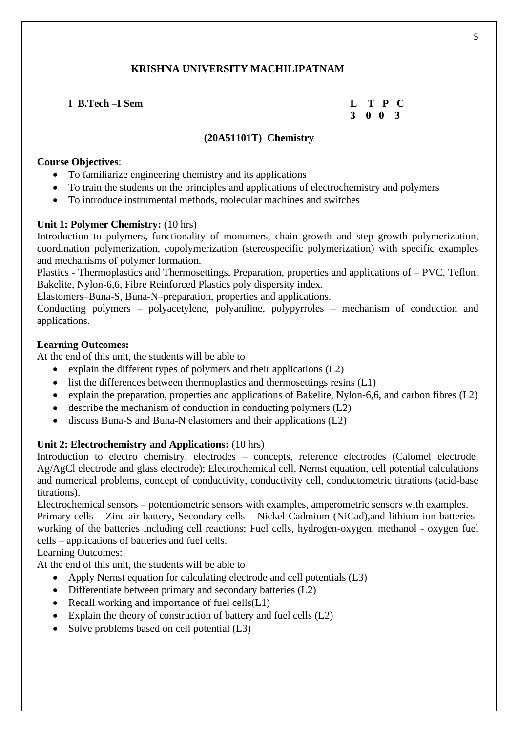## KRISHNA UNIVERSITY MACHILIPATNAM

**I B.Tech –I Sem** **L T P C**
**3 0 0 3**

### (20A51101T) Chemistry

**Course Objectives**:

- To familiarize engineering chemistry and its applications
- To train the students on the principles and applications of electrochemistry and polymers
- To introduce instrumental methods, molecular machines and switches

**Unit 1: Polymer Chemistry:** (10 hrs)

Introduction to polymers, functionality of monomers, chain growth and step growth polymerization, coordination polymerization, copolymerization (stereospecific polymerization) with specific examples and mechanisms of polymer formation.

Plastics - Thermoplastics and Thermosettings, Preparation, properties and applications of – PVC, Teflon, Bakelite, Nylon-6,6, Fibre Reinforced Plastics poly dispersity index.

Elastomers–Buna-S, Buna-N–preparation, properties and applications.

Conducting polymers – polyacetylene, polyaniline, polypyrroles – mechanism of conduction and applications.

**Learning Outcomes:**

At the end of this unit, the students will be able to

- explain the different types of polymers and their applications (L2)
- list the differences between thermoplastics and thermosettings resins (L1)
- explain the preparation, properties and applications of Bakelite, Nylon-6,6, and carbon fibres (L2)
- describe the mechanism of conduction in conducting polymers (L2)
- discuss Buna-S and Buna-N elastomers and their applications (L2)

**Unit 2: Electrochemistry and Applications:** (10 hrs)

Introduction to electro chemistry, electrodes – concepts, reference electrodes (Calomel electrode, Ag/AgCl electrode and glass electrode); Electrochemical cell, Nernst equation, cell potential calculations and numerical problems, concept of conductivity, conductivity cell, conductometric titrations (acid-base titrations).

Electrochemical sensors – potentiometric sensors with examples, amperometric sensors with examples.

Primary cells – Zinc-air battery, Secondary cells – Nickel-Cadmium (NiCad),and lithium ion batteries-working of the batteries including cell reactions; Fuel cells, hydrogen-oxygen, methanol - oxygen fuel cells – applications of batteries and fuel cells.

Learning Outcomes:

At the end of this unit, the students will be able to

- Apply Nernst equation for calculating electrode and cell potentials (L3)
- Differentiate between primary and secondary batteries (L2)
- Recall working and importance of fuel cells(L1)
- Explain the theory of construction of battery and fuel cells (L2)
- Solve problems based on cell potential (L3)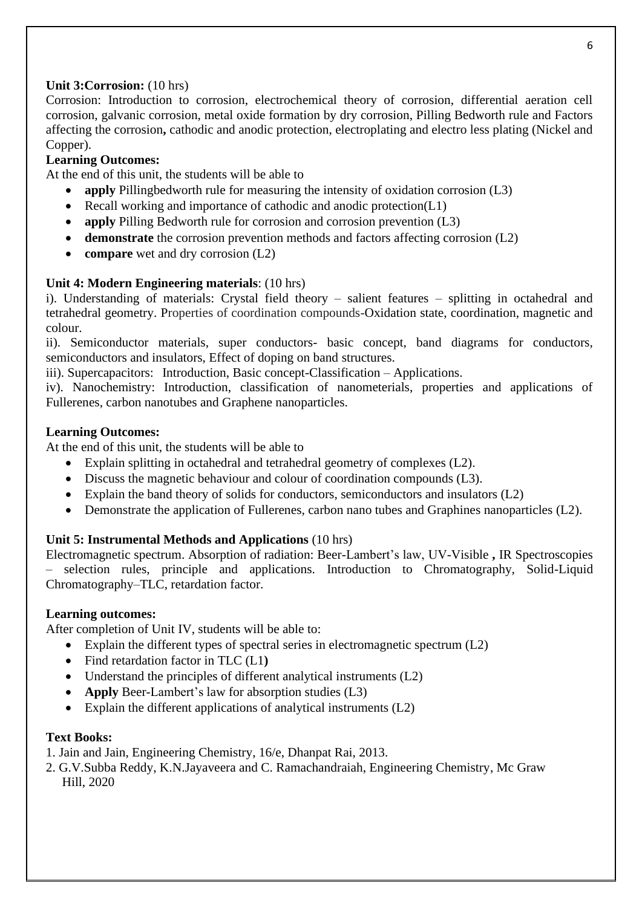**Unit 3:Corrosion:** (10 hrs)

Corrosion: Introduction to corrosion, electrochemical theory of corrosion, differential aeration cell corrosion, galvanic corrosion, metal oxide formation by dry corrosion, Pilling Bedworth rule and Factors affecting the corrosion**,** cathodic and anodic protection, electroplating and electro less plating (Nickel and Copper).

**Learning Outcomes:**

At the end of this unit, the students will be able to

- **apply** Pillingbedworth rule for measuring the intensity of oxidation corrosion (L3)
- Recall working and importance of cathodic and anodic protection(L1)
- **apply** Pilling Bedworth rule for corrosion and corrosion prevention (L3)
- **demonstrate** the corrosion prevention methods and factors affecting corrosion (L2)
- **compare** wet and dry corrosion (L2)

**Unit 4: Modern Engineering materials**: (10 hrs)

i). Understanding of materials: Crystal field theory – salient features – splitting in octahedral and tetrahedral geometry. Properties of coordination compounds-Oxidation state, coordination, magnetic and colour.

ii). Semiconductor materials, super conductors- basic concept, band diagrams for conductors, semiconductors and insulators, Effect of doping on band structures.

iii). Supercapacitors: Introduction, Basic concept-Classification – Applications.

iv). Nanochemistry: Introduction, classification of nanometerials, properties and applications of Fullerenes, carbon nanotubes and Graphene nanoparticles.

**Learning Outcomes:**

At the end of this unit, the students will be able to

- Explain splitting in octahedral and tetrahedral geometry of complexes (L2).
- Discuss the magnetic behaviour and colour of coordination compounds (L3).
- Explain the band theory of solids for conductors, semiconductors and insulators (L2)
- Demonstrate the application of Fullerenes, carbon nano tubes and Graphines nanoparticles (L2).

**Unit 5: Instrumental Methods and Applications** (10 hrs)

Electromagnetic spectrum. Absorption of radiation: Beer-Lambert's law, UV-Visible **,** IR Spectroscopies – selection rules, principle and applications. Introduction to Chromatography, Solid-Liquid Chromatography–TLC, retardation factor.

**Learning outcomes:**

After completion of Unit IV, students will be able to:

- Explain the different types of spectral series in electromagnetic spectrum (L2)
- Find retardation factor in TLC (L1**)**
- Understand the principles of different analytical instruments (L2)
- **Apply** Beer-Lambert's law for absorption studies (L3)
- Explain the different applications of analytical instruments (L2)

**Text Books:**

1. Jain and Jain, Engineering Chemistry, 16/e, Dhanpat Rai, 2013.
2. G.V.Subba Reddy, K.N.Jayaveera and C. Ramachandraiah, Engineering Chemistry, Mc Graw Hill, 2020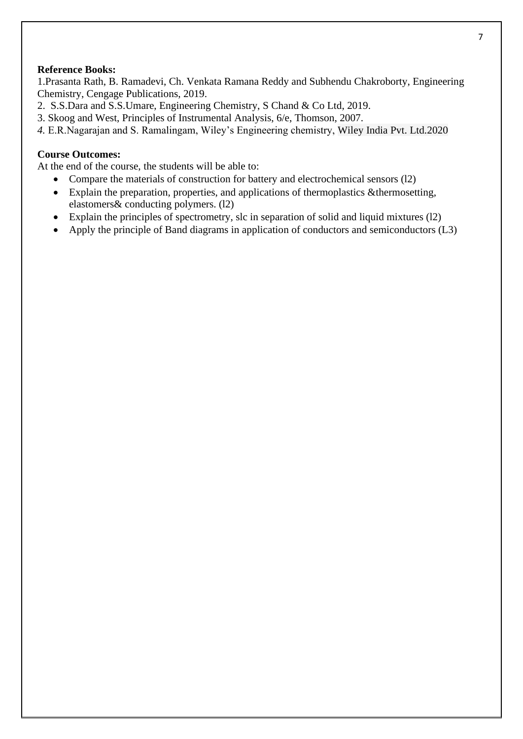**Reference Books:**

1.Prasanta Rath, B. Ramadevi, Ch. Venkata Ramana Reddy and Subhendu Chakroborty, Engineering Chemistry, Cengage Publications, 2019.
2. S.S.Dara and S.S.Umare, Engineering Chemistry, S Chand & Co Ltd, 2019.
3. Skoog and West, Principles of Instrumental Analysis, 6/e, Thomson, 2007.
*4.* E.R.Nagarajan and S. Ramalingam, Wiley's Engineering chemistry, Wiley India Pvt. Ltd.2020

**Course Outcomes:**

At the end of the course, the students will be able to:

- Compare the materials of construction for battery and electrochemical sensors (l2)
- Explain the preparation, properties, and applications of thermoplastics &thermosetting, elastomers& conducting polymers. (l2)
- Explain the principles of spectrometry, slc in separation of solid and liquid mixtures (l2)
- Apply the principle of Band diagrams in application of conductors and semiconductors (L3)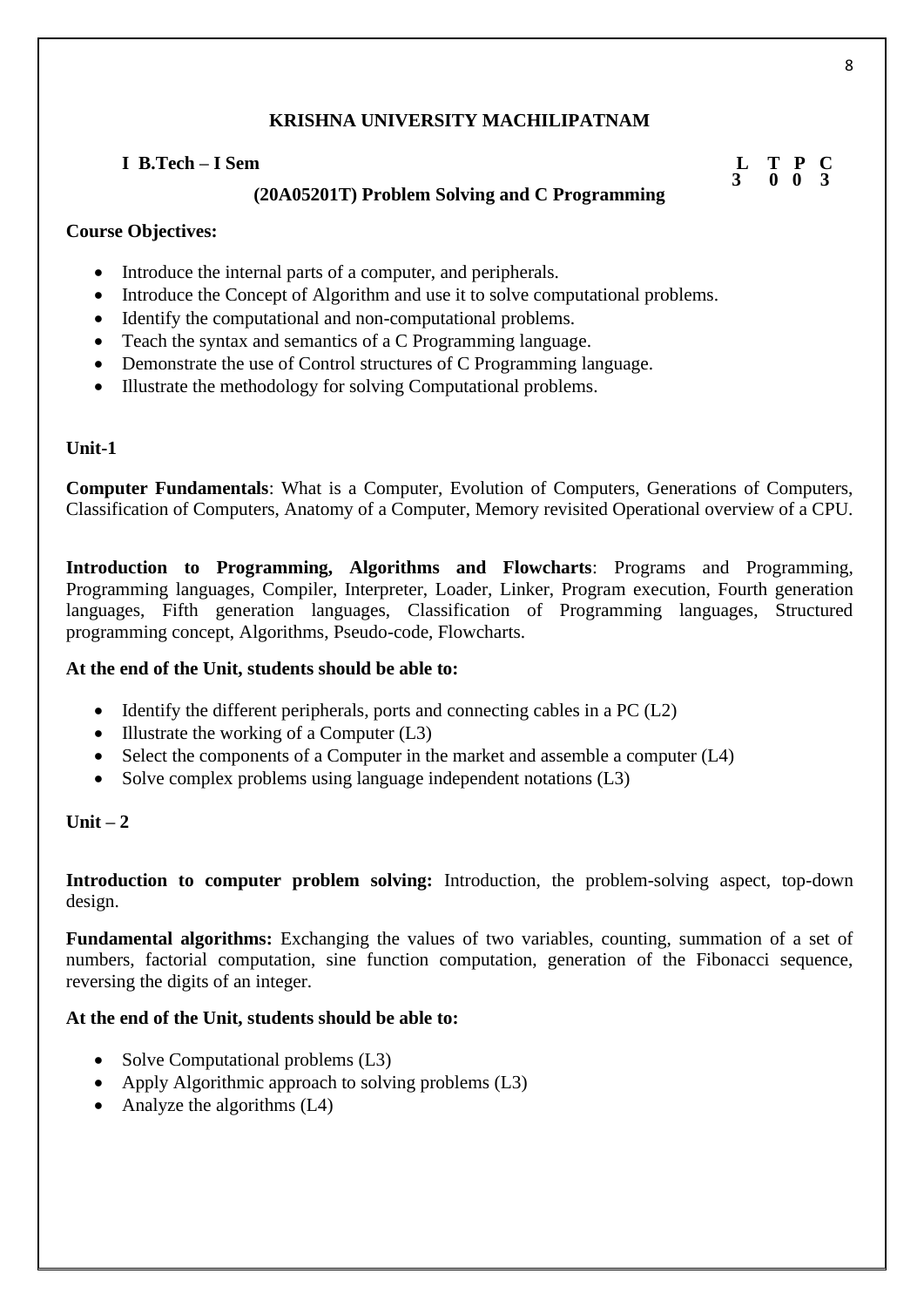## KRISHNA UNIVERSITY MACHILIPATNAM

**I B.Tech – I Sem**

| L | T | P | C |
|---|---|---|---|
| 3 | 0 | 0 | 3 |

### (20A05201T) Problem Solving and C Programming

**Course Objectives:**

- Introduce the internal parts of a computer, and peripherals.
- Introduce the Concept of Algorithm and use it to solve computational problems.
- Identify the computational and non-computational problems.
- Teach the syntax and semantics of a C Programming language.
- Demonstrate the use of Control structures of C Programming language.
- Illustrate the methodology for solving Computational problems.

**Unit-1**

**Computer Fundamentals**: What is a Computer, Evolution of Computers, Generations of Computers, Classification of Computers, Anatomy of a Computer, Memory revisited Operational overview of a CPU.

**Introduction to Programming, Algorithms and Flowcharts**: Programs and Programming, Programming languages, Compiler, Interpreter, Loader, Linker, Program execution, Fourth generation languages, Fifth generation languages, Classification of Programming languages, Structured programming concept, Algorithms, Pseudo-code, Flowcharts.

**At the end of the Unit, students should be able to:**

- Identify the different peripherals, ports and connecting cables in a PC (L2)
- Illustrate the working of a Computer (L3)
- Select the components of a Computer in the market and assemble a computer (L4)
- Solve complex problems using language independent notations (L3)

**Unit – 2**

**Introduction to computer problem solving:** Introduction, the problem-solving aspect, top-down design.

**Fundamental algorithms:** Exchanging the values of two variables, counting, summation of a set of numbers, factorial computation, sine function computation, generation of the Fibonacci sequence, reversing the digits of an integer.

**At the end of the Unit, students should be able to:**

- Solve Computational problems (L3)
- Apply Algorithmic approach to solving problems (L3)
- Analyze the algorithms (L4)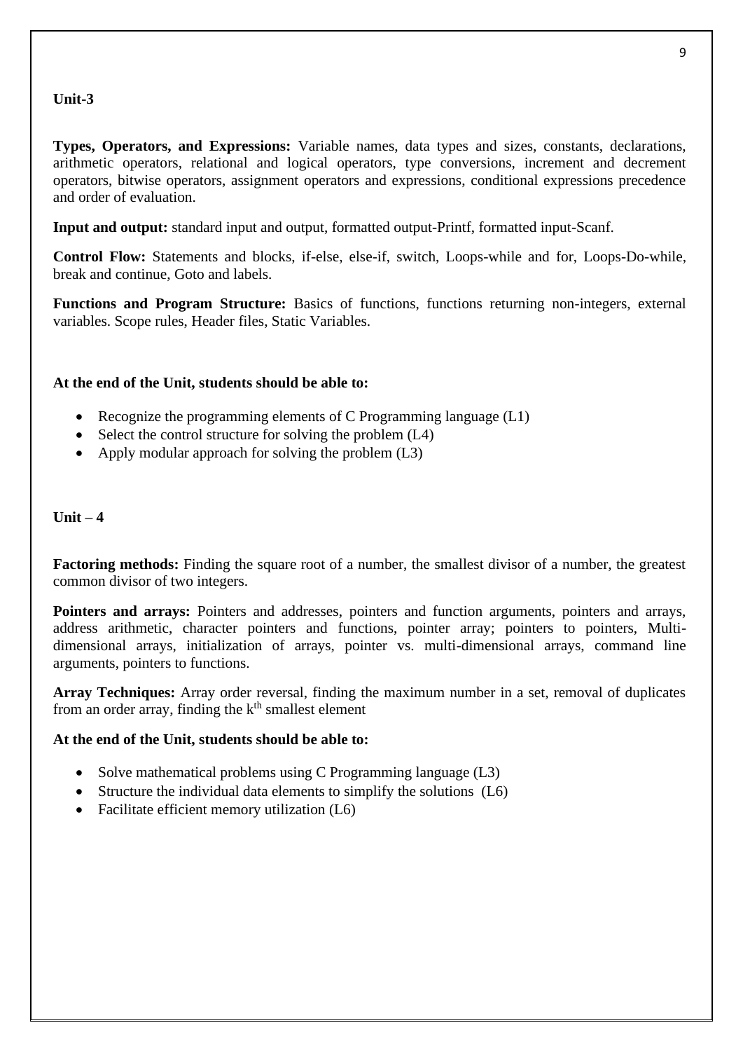**Unit-3**

**Types, Operators, and Expressions:** Variable names, data types and sizes, constants, declarations, arithmetic operators, relational and logical operators, type conversions, increment and decrement operators, bitwise operators, assignment operators and expressions, conditional expressions precedence and order of evaluation.

**Input and output:** standard input and output, formatted output-Printf, formatted input-Scanf.

**Control Flow:** Statements and blocks, if-else, else-if, switch, Loops-while and for, Loops-Do-while, break and continue, Goto and labels.

**Functions and Program Structure:** Basics of functions, functions returning non-integers, external variables. Scope rules, Header files, Static Variables.

**At the end of the Unit, students should be able to:**

- Recognize the programming elements of C Programming language (L1)
- Select the control structure for solving the problem (L4)
- Apply modular approach for solving the problem (L3)

**Unit – 4**

**Factoring methods:** Finding the square root of a number, the smallest divisor of a number, the greatest common divisor of two integers.

**Pointers and arrays:** Pointers and addresses, pointers and function arguments, pointers and arrays, address arithmetic, character pointers and functions, pointer array; pointers to pointers, Multi-dimensional arrays, initialization of arrays, pointer vs. multi-dimensional arrays, command line arguments, pointers to functions.

**Array Techniques:** Array order reversal, finding the maximum number in a set, removal of duplicates from an order array, finding the $k^{th}$ smallest element

**At the end of the Unit, students should be able to:**

- Solve mathematical problems using C Programming language (L3)
- Structure the individual data elements to simplify the solutions (L6)
- Facilitate efficient memory utilization (L6)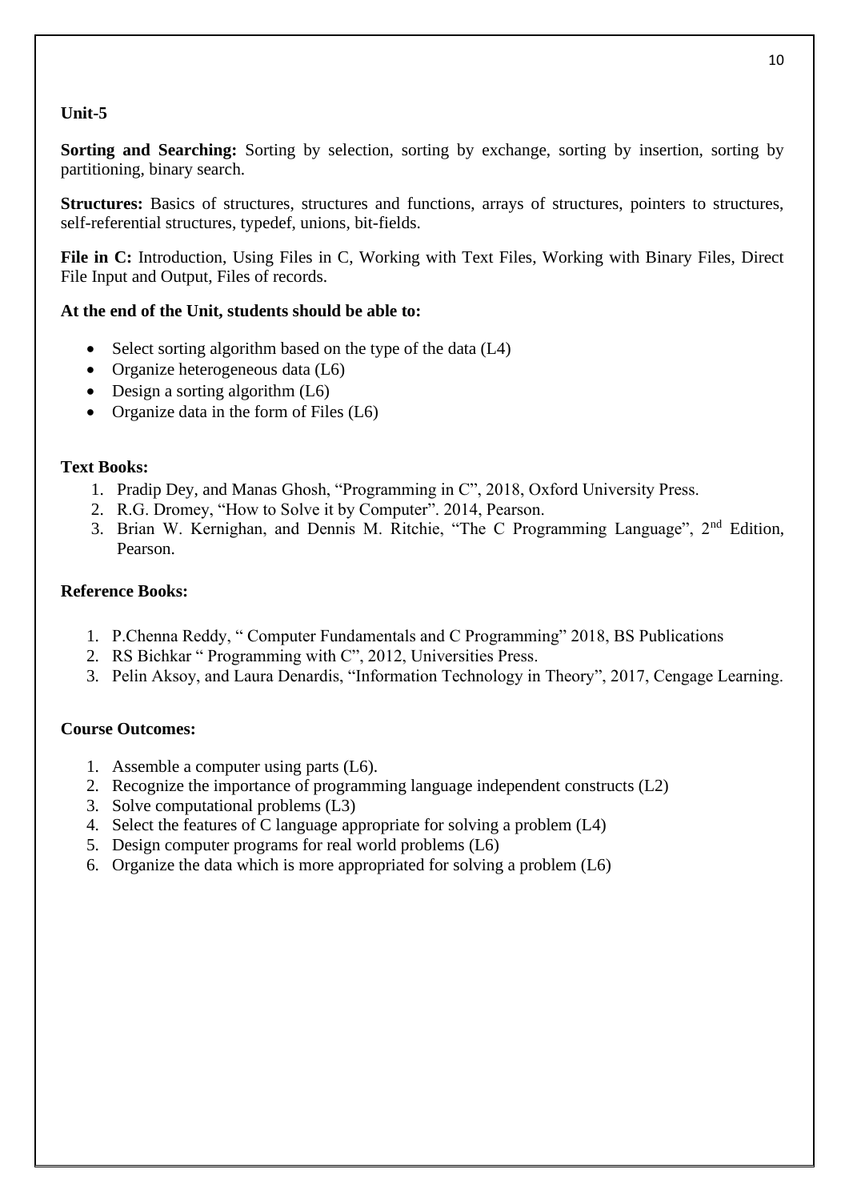**Unit-5**

**Sorting and Searching:** Sorting by selection, sorting by exchange, sorting by insertion, sorting by partitioning, binary search.

**Structures:** Basics of structures, structures and functions, arrays of structures, pointers to structures, self-referential structures, typedef, unions, bit-fields.

**File in C:** Introduction, Using Files in C, Working with Text Files, Working with Binary Files, Direct File Input and Output, Files of records.

**At the end of the Unit, students should be able to:**

- Select sorting algorithm based on the type of the data (L4)
- Organize heterogeneous data (L6)
- Design a sorting algorithm (L6)
- Organize data in the form of Files (L6)

**Text Books:**

1. Pradip Dey, and Manas Ghosh, "Programming in C", 2018, Oxford University Press.
2. R.G. Dromey, "How to Solve it by Computer". 2014, Pearson.
3. Brian W. Kernighan, and Dennis M. Ritchie, "The C Programming Language", 2nd Edition, Pearson.

**Reference Books:**

1. P.Chenna Reddy, " Computer Fundamentals and C Programming" 2018, BS Publications
2. RS Bichkar " Programming with C", 2012, Universities Press.
3. Pelin Aksoy, and Laura Denardis, "Information Technology in Theory", 2017, Cengage Learning.

**Course Outcomes:**

1. Assemble a computer using parts (L6).
2. Recognize the importance of programming language independent constructs (L2)
3. Solve computational problems (L3)
4. Select the features of C language appropriate for solving a problem (L4)
5. Design computer programs for real world problems (L6)
6. Organize the data which is more appropriated for solving a problem (L6)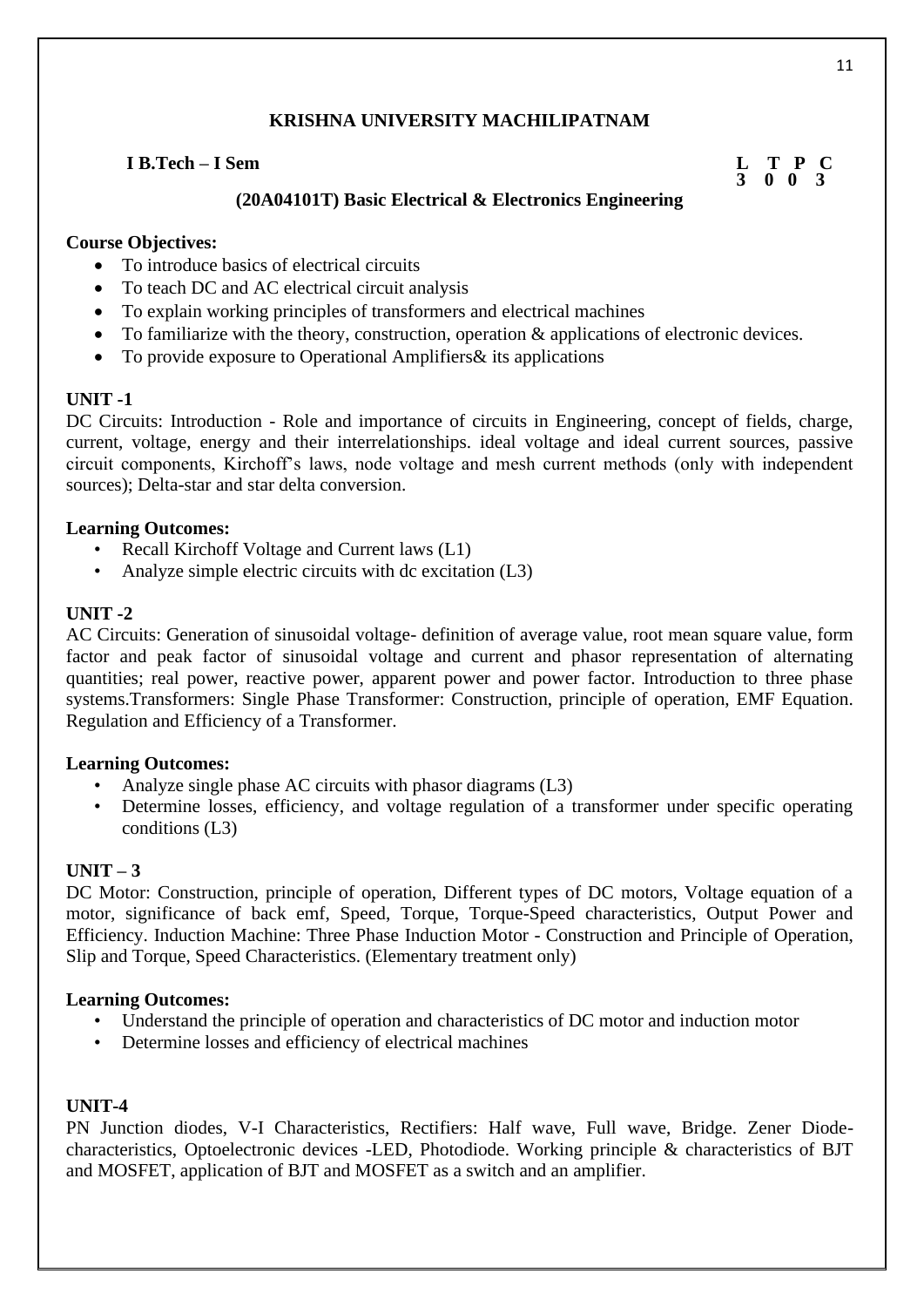# KRISHNA UNIVERSITY MACHILIPATNAM

**I B.Tech – I Sem**

| L | T | P | C |
|---|---|---|---|
| 3 | 0 | 0 | 3 |

## (20A04101T) Basic Electrical & Electronics Engineering

**Course Objectives:**

- To introduce basics of electrical circuits
- To teach DC and AC electrical circuit analysis
- To explain working principles of transformers and electrical machines
- To familiarize with the theory, construction, operation & applications of electronic devices.
- To provide exposure to Operational Amplifiers& its applications

**UNIT -1**

DC Circuits: Introduction - Role and importance of circuits in Engineering, concept of fields, charge, current, voltage, energy and their interrelationships. ideal voltage and ideal current sources, passive circuit components, Kirchoff's laws, node voltage and mesh current methods (only with independent sources); Delta-star and star delta conversion.

**Learning Outcomes:**

- Recall Kirchoff Voltage and Current laws (L1)
- Analyze simple electric circuits with dc excitation (L3)

**UNIT -2**

AC Circuits: Generation of sinusoidal voltage- definition of average value, root mean square value, form factor and peak factor of sinusoidal voltage and current and phasor representation of alternating quantities; real power, reactive power, apparent power and power factor. Introduction to three phase systems.Transformers: Single Phase Transformer: Construction, principle of operation, EMF Equation. Regulation and Efficiency of a Transformer.

**Learning Outcomes:**

- Analyze single phase AC circuits with phasor diagrams (L3)
- Determine losses, efficiency, and voltage regulation of a transformer under specific operating conditions (L3)

**UNIT – 3**

DC Motor: Construction, principle of operation, Different types of DC motors, Voltage equation of a motor, significance of back emf, Speed, Torque, Torque-Speed characteristics, Output Power and Efficiency. Induction Machine: Three Phase Induction Motor - Construction and Principle of Operation, Slip and Torque, Speed Characteristics. (Elementary treatment only)

**Learning Outcomes:**

- Understand the principle of operation and characteristics of DC motor and induction motor
- Determine losses and efficiency of electrical machines

**UNIT-4**

PN Junction diodes, V-I Characteristics, Rectifiers: Half wave, Full wave, Bridge. Zener Diode-characteristics, Optoelectronic devices -LED, Photodiode. Working principle & characteristics of BJT and MOSFET, application of BJT and MOSFET as a switch and an amplifier.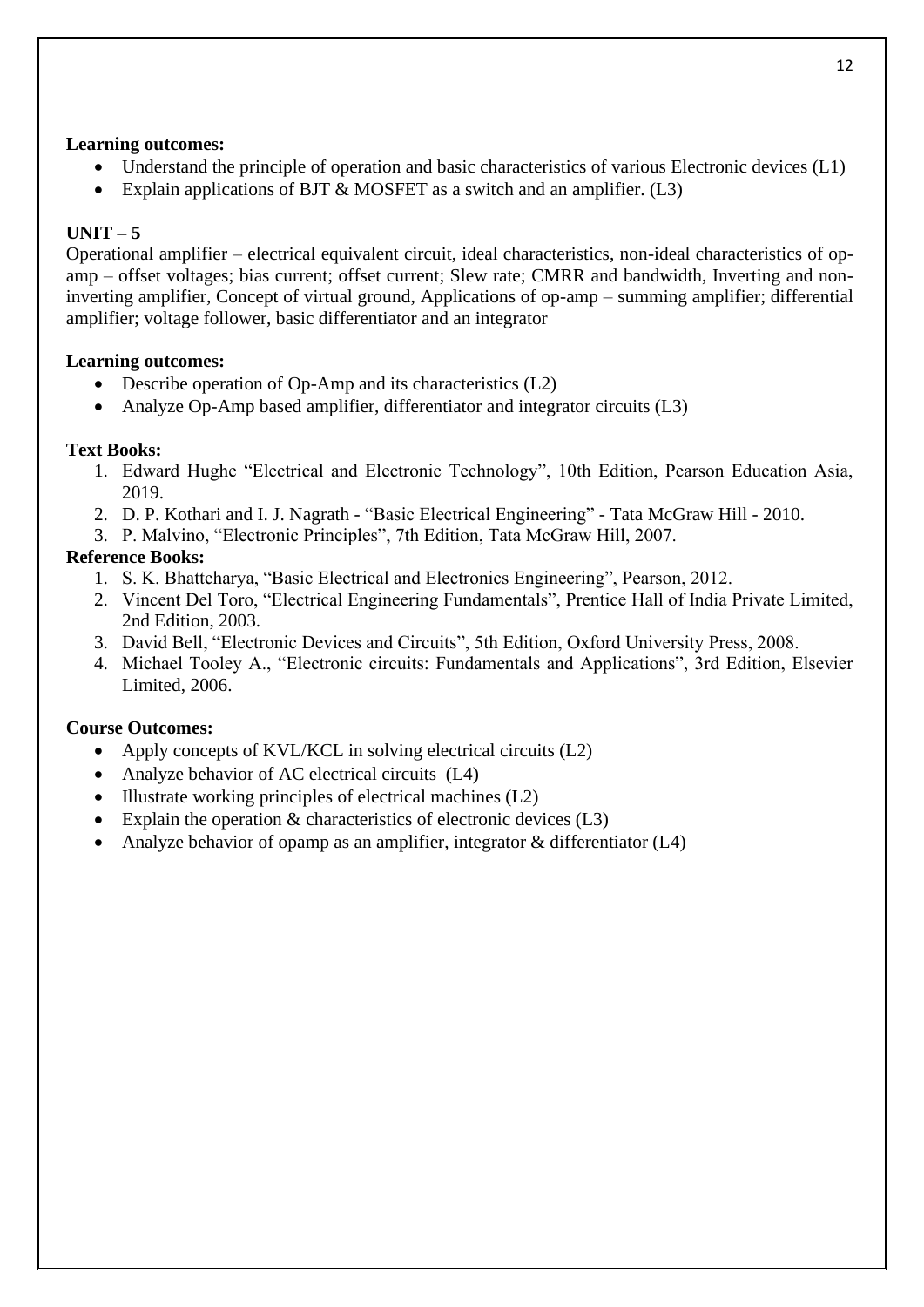**Learning outcomes:**

- Understand the principle of operation and basic characteristics of various Electronic devices (L1)
- Explain applications of BJT & MOSFET as a switch and an amplifier. (L3)

**UNIT – 5**

Operational amplifier – electrical equivalent circuit, ideal characteristics, non-ideal characteristics of op-amp – offset voltages; bias current; offset current; Slew rate; CMRR and bandwidth, Inverting and non-inverting amplifier, Concept of virtual ground, Applications of op-amp – summing amplifier; differential amplifier; voltage follower, basic differentiator and an integrator

**Learning outcomes:**

- Describe operation of Op-Amp and its characteristics (L2)
- Analyze Op-Amp based amplifier, differentiator and integrator circuits (L3)

**Text Books:**

1. Edward Hughe "Electrical and Electronic Technology", 10th Edition, Pearson Education Asia, 2019.
2. D. P. Kothari and I. J. Nagrath - "Basic Electrical Engineering" - Tata McGraw Hill - 2010.
3. P. Malvino, "Electronic Principles", 7th Edition, Tata McGraw Hill, 2007.

**Reference Books:**

1. S. K. Bhattcharya, "Basic Electrical and Electronics Engineering", Pearson, 2012.
2. Vincent Del Toro, "Electrical Engineering Fundamentals", Prentice Hall of India Private Limited, 2nd Edition, 2003.
3. David Bell, "Electronic Devices and Circuits", 5th Edition, Oxford University Press, 2008.
4. Michael Tooley A., "Electronic circuits: Fundamentals and Applications", 3rd Edition, Elsevier Limited, 2006.

**Course Outcomes:**

- Apply concepts of KVL/KCL in solving electrical circuits (L2)
- Analyze behavior of AC electrical circuits (L4)
- Illustrate working principles of electrical machines (L2)
- Explain the operation & characteristics of electronic devices (L3)
- Analyze behavior of opamp as an amplifier, integrator & differentiator (L4)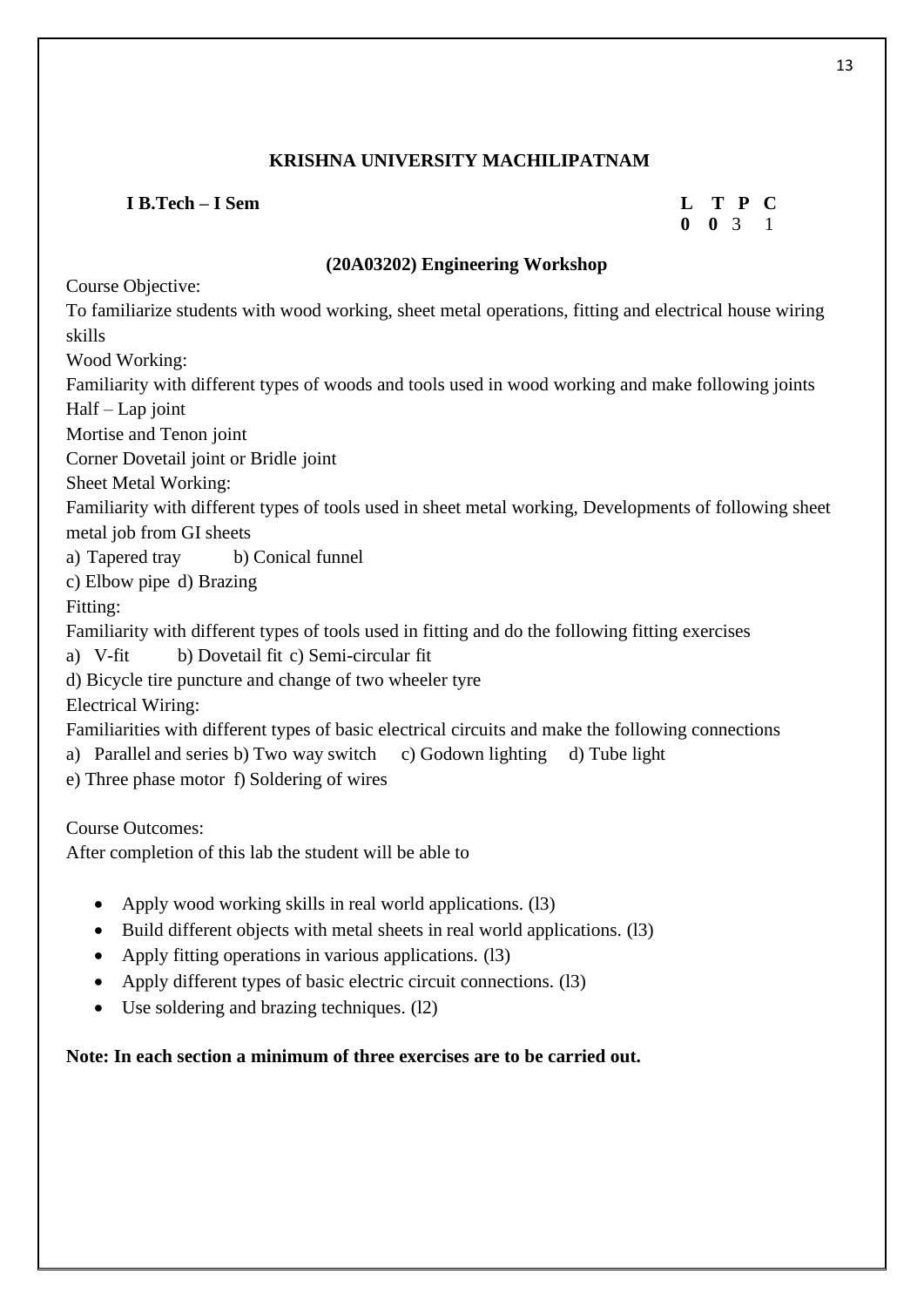**KRISHNA UNIVERSITY MACHILIPATNAM**

**I B.Tech – I Sem**

| L | T | P | C |
|---|---|---|---|
| **0** | **0** | 3 | 1 |

## (20A03202) Engineering Workshop

Course Objective:

To familiarize students with wood working, sheet metal operations, fitting and electrical house wiring skills

Wood Working:

Familiarity with different types of woods and tools used in wood working and make following joints

Half – Lap joint

Mortise and Tenon joint

Corner Dovetail joint or Bridle joint

Sheet Metal Working:

Familiarity with different types of tools used in sheet metal working, Developments of following sheet metal job from GI sheets

a) Tapered tray b) Conical funnel

c) Elbow pipe d) Brazing

Fitting:

Familiarity with different types of tools used in fitting and do the following fitting exercises

a) V-fit b) Dovetail fit c) Semi-circular fit

d) Bicycle tire puncture and change of two wheeler tyre

Electrical Wiring:

Familiarities with different types of basic electrical circuits and make the following connections

a) Parallel and series b) Two way switch c) Godown lighting d) Tube light

e) Three phase motor f) Soldering of wires

Course Outcomes:

After completion of this lab the student will be able to

- Apply wood working skills in real world applications. (l3)
- Build different objects with metal sheets in real world applications. (l3)
- Apply fitting operations in various applications. (l3)
- Apply different types of basic electric circuit connections. (l3)
- Use soldering and brazing techniques. (l2)

**Note: In each section a minimum of three exercises are to be carried out.**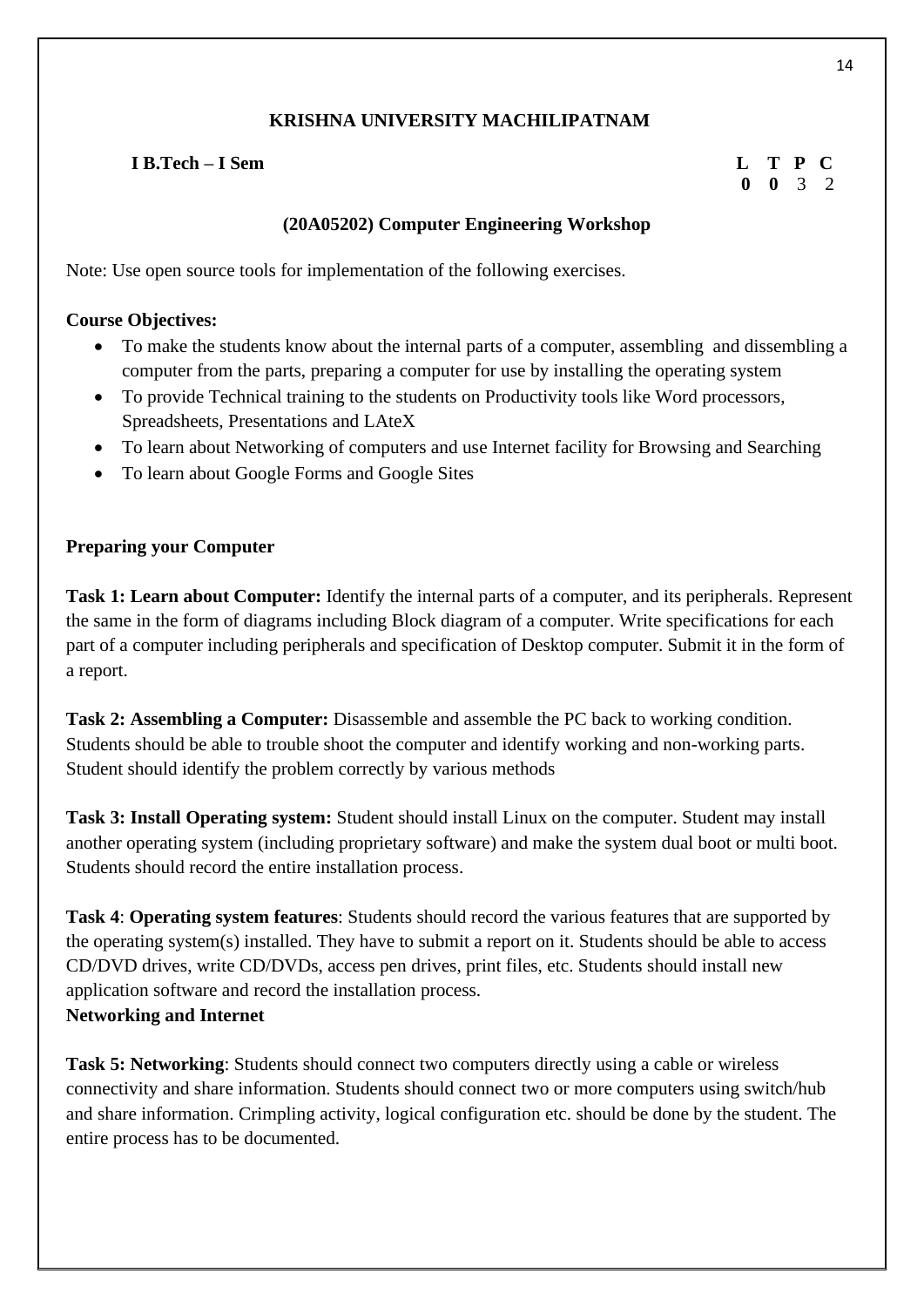**KRISHNA UNIVERSITY MACHILIPATNAM**

**I B.Tech – I Sem**

| L | T | P | C |
|---|---|---|---|
| **0** | **0** | 3 | 2 |

**(20A05202) Computer Engineering Workshop**

Note: Use open source tools for implementation of the following exercises.

**Course Objectives:**

- To make the students know about the internal parts of a computer, assembling and dissembling a computer from the parts, preparing a computer for use by installing the operating system
- To provide Technical training to the students on Productivity tools like Word processors, Spreadsheets, Presentations and LAteX
- To learn about Networking of computers and use Internet facility for Browsing and Searching
- To learn about Google Forms and Google Sites

**Preparing your Computer**

**Task 1: Learn about Computer:** Identify the internal parts of a computer, and its peripherals. Represent the same in the form of diagrams including Block diagram of a computer. Write specifications for each part of a computer including peripherals and specification of Desktop computer. Submit it in the form of a report.

**Task 2: Assembling a Computer:** Disassemble and assemble the PC back to working condition. Students should be able to trouble shoot the computer and identify working and non-working parts. Student should identify the problem correctly by various methods

**Task 3: Install Operating system:** Student should install Linux on the computer. Student may install another operating system (including proprietary software) and make the system dual boot or multi boot. Students should record the entire installation process.

**Task 4**: **Operating system features**: Students should record the various features that are supported by the operating system(s) installed. They have to submit a report on it. Students should be able to access CD/DVD drives, write CD/DVDs, access pen drives, print files, etc. Students should install new application software and record the installation process.

**Networking and Internet**

**Task 5: Networking**: Students should connect two computers directly using a cable or wireless connectivity and share information. Students should connect two or more computers using switch/hub and share information. Crimpling activity, logical configuration etc. should be done by the student. The entire process has to be documented.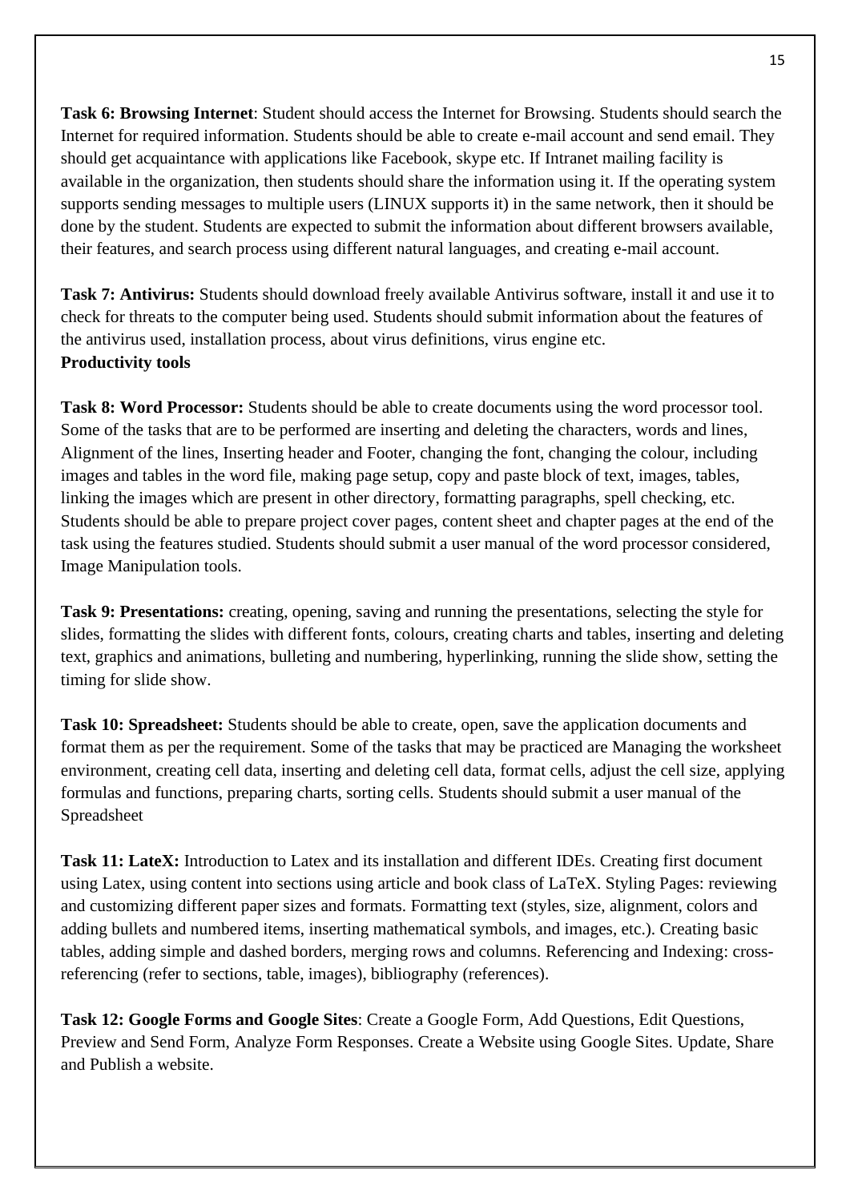**Task 6: Browsing Internet**: Student should access the Internet for Browsing. Students should search the Internet for required information. Students should be able to create e-mail account and send email. They should get acquaintance with applications like Facebook, skype etc. If Intranet mailing facility is available in the organization, then students should share the information using it. If the operating system supports sending messages to multiple users (LINUX supports it) in the same network, then it should be done by the student. Students are expected to submit the information about different browsers available, their features, and search process using different natural languages, and creating e-mail account.

**Task 7: Antivirus:** Students should download freely available Antivirus software, install it and use it to check for threats to the computer being used. Students should submit information about the features of the antivirus used, installation process, about virus definitions, virus engine etc.

**Productivity tools**

**Task 8: Word Processor:** Students should be able to create documents using the word processor tool. Some of the tasks that are to be performed are inserting and deleting the characters, words and lines, Alignment of the lines, Inserting header and Footer, changing the font, changing the colour, including images and tables in the word file, making page setup, copy and paste block of text, images, tables, linking the images which are present in other directory, formatting paragraphs, spell checking, etc. Students should be able to prepare project cover pages, content sheet and chapter pages at the end of the task using the features studied. Students should submit a user manual of the word processor considered, Image Manipulation tools.

**Task 9: Presentations:** creating, opening, saving and running the presentations, selecting the style for slides, formatting the slides with different fonts, colours, creating charts and tables, inserting and deleting text, graphics and animations, bulleting and numbering, hyperlinking, running the slide show, setting the timing for slide show.

**Task 10: Spreadsheet:** Students should be able to create, open, save the application documents and format them as per the requirement. Some of the tasks that may be practiced are Managing the worksheet environment, creating cell data, inserting and deleting cell data, format cells, adjust the cell size, applying formulas and functions, preparing charts, sorting cells. Students should submit a user manual of the Spreadsheet

**Task 11: LateX:** Introduction to Latex and its installation and different IDEs. Creating first document using Latex, using content into sections using article and book class of LaTeX. Styling Pages: reviewing and customizing different paper sizes and formats. Formatting text (styles, size, alignment, colors and adding bullets and numbered items, inserting mathematical symbols, and images, etc.). Creating basic tables, adding simple and dashed borders, merging rows and columns. Referencing and Indexing: cross-referencing (refer to sections, table, images), bibliography (references).

**Task 12: Google Forms and Google Sites**: Create a Google Form, Add Questions, Edit Questions, Preview and Send Form, Analyze Form Responses. Create a Website using Google Sites. Update, Share and Publish a website.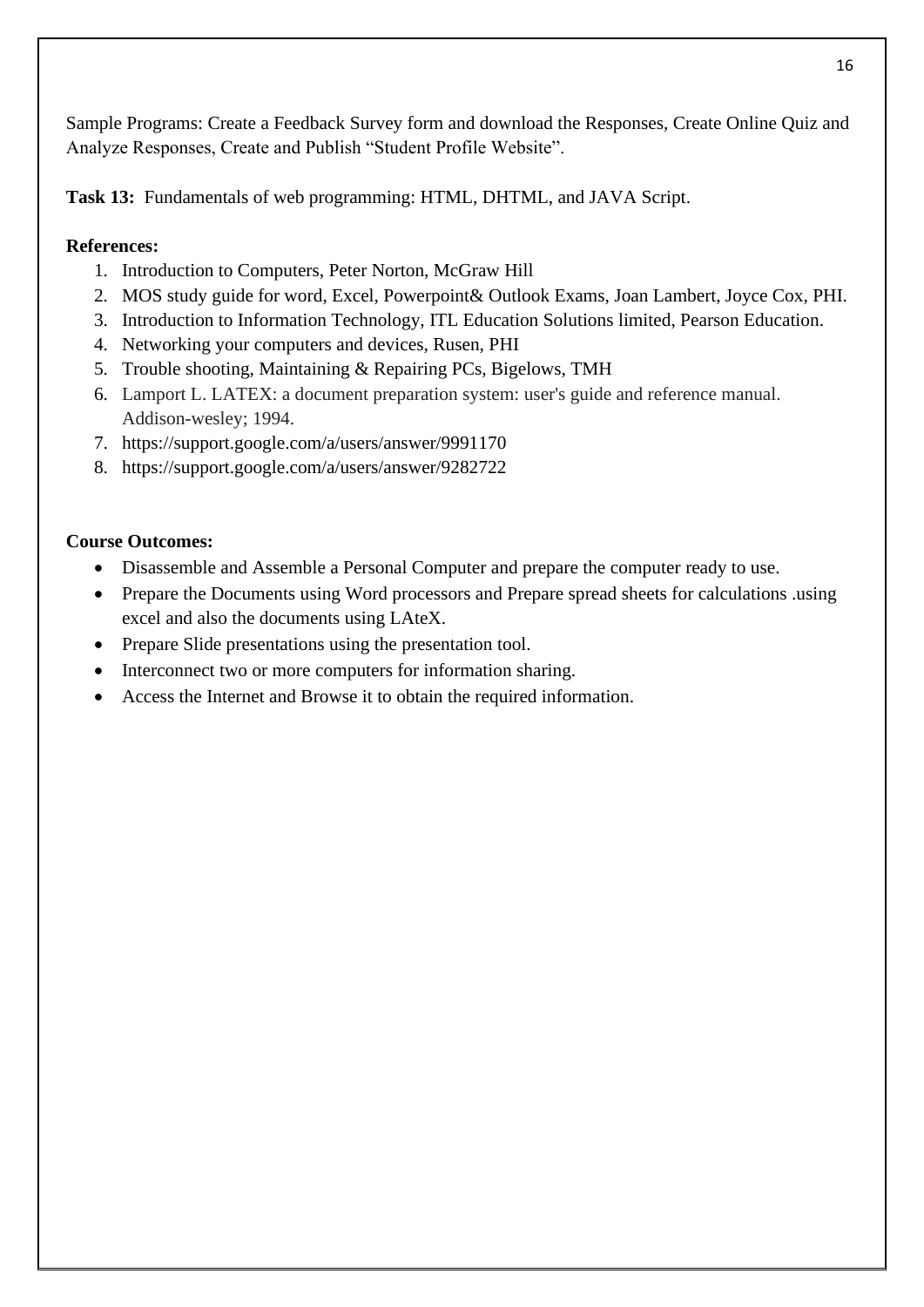Sample Programs: Create a Feedback Survey form and download the Responses, Create Online Quiz and Analyze Responses, Create and Publish "Student Profile Website".

**Task 13:** Fundamentals of web programming: HTML, DHTML, and JAVA Script.

**References:**

1. Introduction to Computers, Peter Norton, McGraw Hill
2. MOS study guide for word, Excel, Powerpoint& Outlook Exams, Joan Lambert, Joyce Cox, PHI.
3. Introduction to Information Technology, ITL Education Solutions limited, Pearson Education.
4. Networking your computers and devices, Rusen, PHI
5. Trouble shooting, Maintaining & Repairing PCs, Bigelows, TMH
6. Lamport L. LATEX: a document preparation system: user's guide and reference manual. Addison-wesley; 1994.
7. https://support.google.com/a/users/answer/9991170
8. https://support.google.com/a/users/answer/9282722

**Course Outcomes:**

- Disassemble and Assemble a Personal Computer and prepare the computer ready to use.
- Prepare the Documents using Word processors and Prepare spread sheets for calculations .using excel and also the documents using LAteX.
- Prepare Slide presentations using the presentation tool.
- Interconnect two or more computers for information sharing.
- Access the Internet and Browse it to obtain the required information.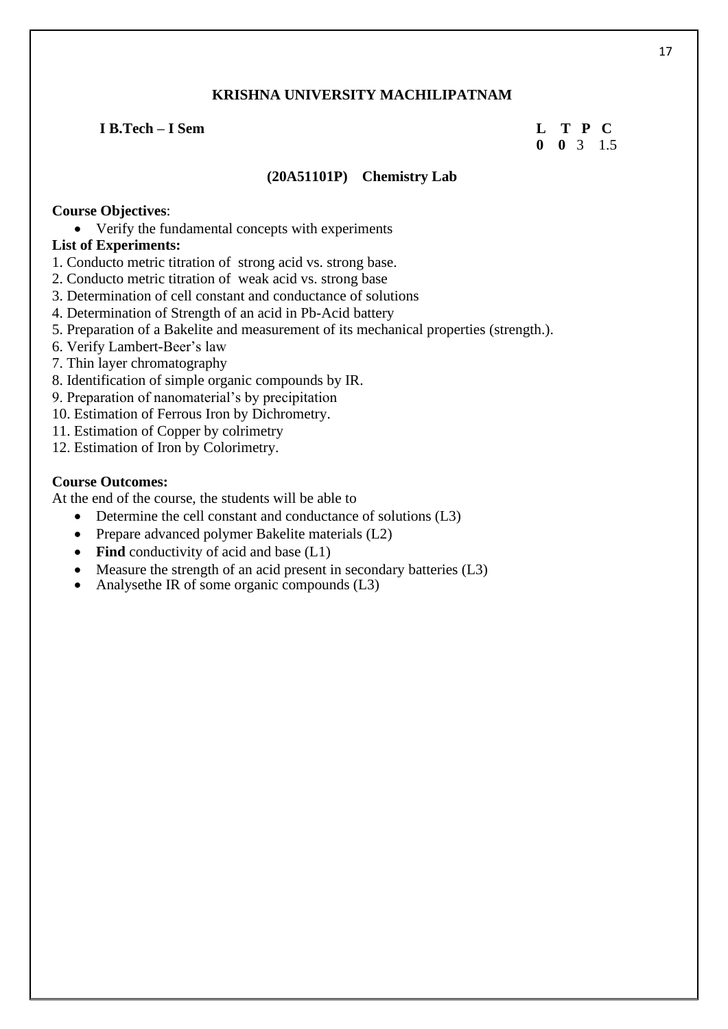## KRISHNA UNIVERSITY MACHILIPATNAM

**I B.Tech – I Sem**

| **L** | **T** | **P** | **C** |
|---|---|---|---|
| **0** | **0** | 3 | 1.5 |

### (20A51101P) Chemistry Lab

**Course Objectives**:

- Verify the fundamental concepts with experiments

**List of Experiments:**

1. Conducto metric titration of strong acid vs. strong base.
2. Conducto metric titration of weak acid vs. strong base
3. Determination of cell constant and conductance of solutions
4. Determination of Strength of an acid in Pb-Acid battery
5. Preparation of a Bakelite and measurement of its mechanical properties (strength.).
6. Verify Lambert-Beer's law
7. Thin layer chromatography
8. Identification of simple organic compounds by IR.
9. Preparation of nanomaterial's by precipitation
10. Estimation of Ferrous Iron by Dichrometry.
11. Estimation of Copper by colrimetry
12. Estimation of Iron by Colorimetry.

**Course Outcomes:**

At the end of the course, the students will be able to

- Determine the cell constant and conductance of solutions (L3)
- Prepare advanced polymer Bakelite materials (L2)
- **Find** conductivity of acid and base (L1)
- Measure the strength of an acid present in secondary batteries (L3)
- Analysethe IR of some organic compounds (L3)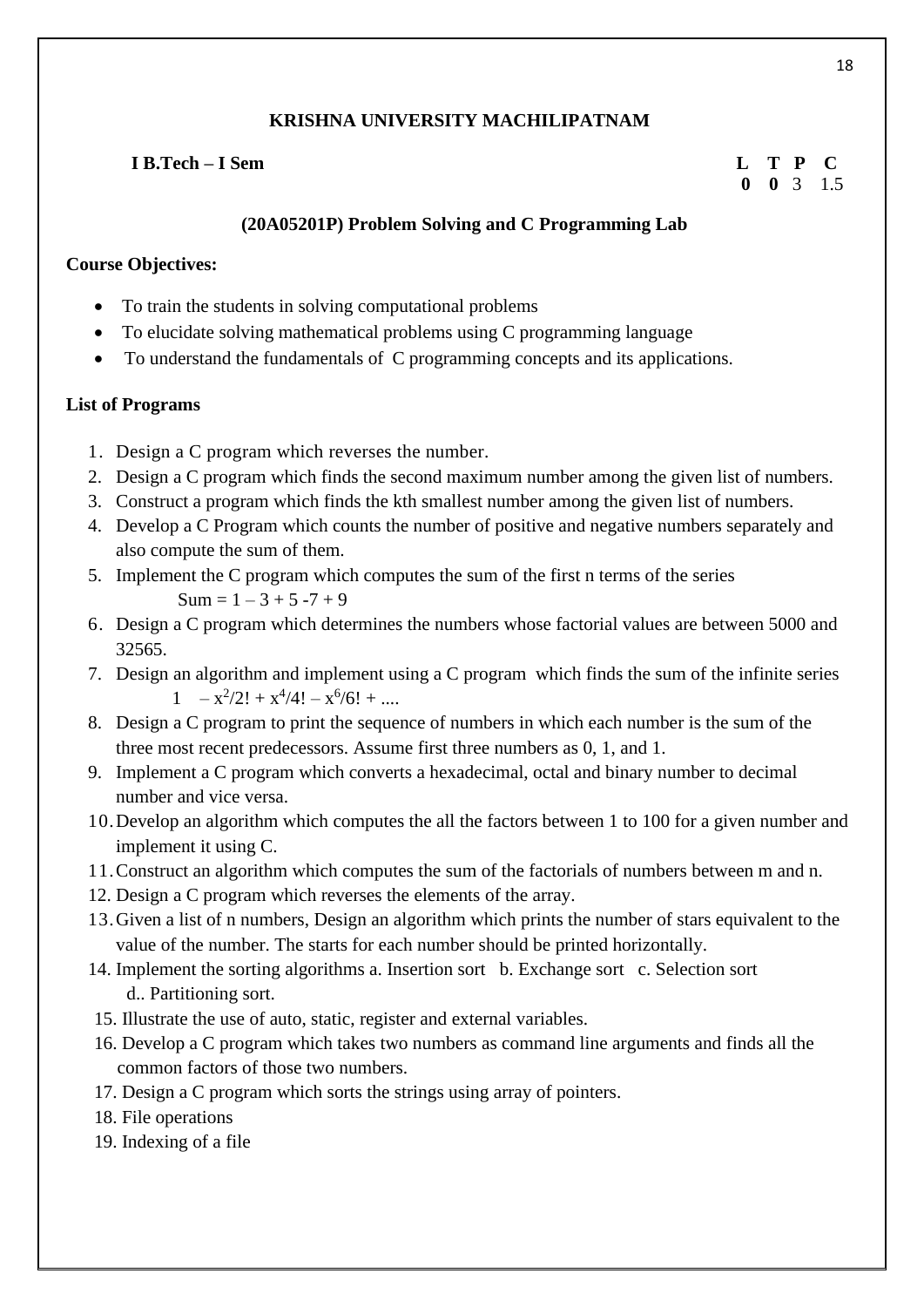## KRISHNA UNIVERSITY MACHILIPATNAM

**I B.Tech – I Sem**

| L | T | P | C |
|---|---|---|---|
| **0** | **0** | 3 | 1.5 |

### (20A05201P) Problem Solving and C Programming Lab

**Course Objectives:**

- To train the students in solving computational problems
- To elucidate solving mathematical problems using C programming language
- To understand the fundamentals of C programming concepts and its applications.

**List of Programs**

1. Design a C program which reverses the number.
2. Design a C program which finds the second maximum number among the given list of numbers.
3. Construct a program which finds the kth smallest number among the given list of numbers.
4. Develop a C Program which counts the number of positive and negative numbers separately and also compute the sum of them.
5. Implement the C program which computes the sum of the first n terms of the series
   Sum = 1 – 3 + 5 -7 + 9
6. Design a C program which determines the numbers whose factorial values are between 5000 and 32565.
7. Design an algorithm and implement using a C program which finds the sum of the infinite series
   $1 \; - x^2/2! + x^4/4! - x^6/6! + ....$
8. Design a C program to print the sequence of numbers in which each number is the sum of the three most recent predecessors. Assume first three numbers as 0, 1, and 1.
9. Implement a C program which converts a hexadecimal, octal and binary number to decimal number and vice versa.
10. Develop an algorithm which computes the all the factors between 1 to 100 for a given number and implement it using C.
11. Construct an algorithm which computes the sum of the factorials of numbers between m and n.
12. Design a C program which reverses the elements of the array.
13. Given a list of n numbers, Design an algorithm which prints the number of stars equivalent to the value of the number. The starts for each number should be printed horizontally.
14. Implement the sorting algorithms a. Insertion sort b. Exchange sort c. Selection sort d.. Partitioning sort.
15. Illustrate the use of auto, static, register and external variables.
16. Develop a C program which takes two numbers as command line arguments and finds all the common factors of those two numbers.
17. Design a C program which sorts the strings using array of pointers.
18. File operations
19. Indexing of a file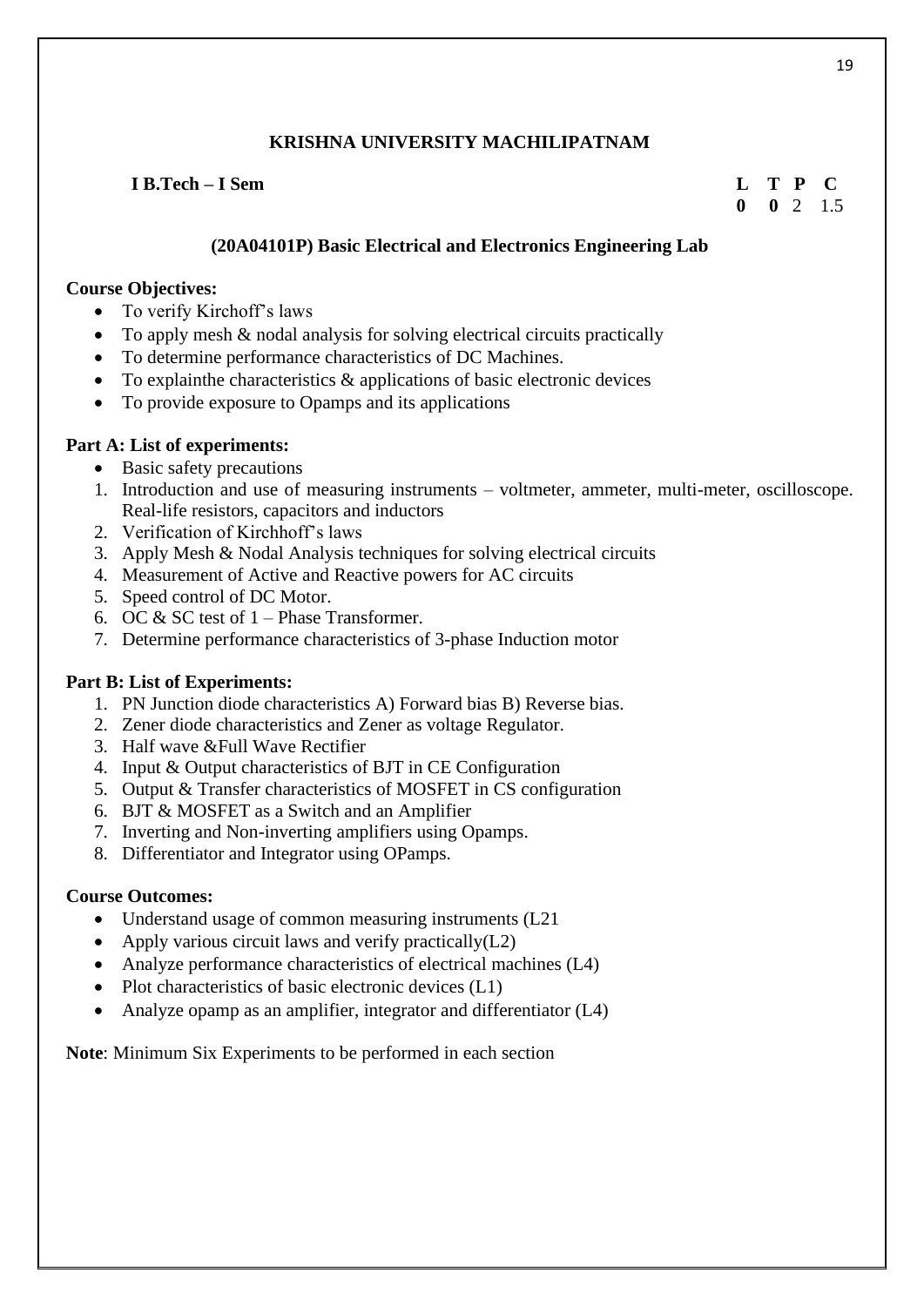## KRISHNA UNIVERSITY MACHILIPATNAM

**I B.Tech – I Sem**

| **L** | **T** | **P** | **C** |
|---|---|---|---|
| **0** | **0** | 2 | 1.5 |

### (20A04101P) Basic Electrical and Electronics Engineering Lab

**Course Objectives:**

- To verify Kirchoff's laws
- To apply mesh & nodal analysis for solving electrical circuits practically
- To determine performance characteristics of DC Machines.
- To explainthe characteristics & applications of basic electronic devices
- To provide exposure to Opamps and its applications

**Part A: List of experiments:**

- Basic safety precautions

1. Introduction and use of measuring instruments – voltmeter, ammeter, multi-meter, oscilloscope. Real-life resistors, capacitors and inductors
2. Verification of Kirchhoff's laws
3. Apply Mesh & Nodal Analysis techniques for solving electrical circuits
4. Measurement of Active and Reactive powers for AC circuits
5. Speed control of DC Motor.
6. OC & SC test of 1 – Phase Transformer.
7. Determine performance characteristics of 3-phase Induction motor

**Part B: List of Experiments:**

1. PN Junction diode characteristics A) Forward bias B) Reverse bias.
2. Zener diode characteristics and Zener as voltage Regulator.
3. Half wave &Full Wave Rectifier
4. Input & Output characteristics of BJT in CE Configuration
5. Output & Transfer characteristics of MOSFET in CS configuration
6. BJT & MOSFET as a Switch and an Amplifier
7. Inverting and Non-inverting amplifiers using Opamps.
8. Differentiator and Integrator using OPamps.

**Course Outcomes:**

- Understand usage of common measuring instruments (L21
- Apply various circuit laws and verify practically(L2)
- Analyze performance characteristics of electrical machines (L4)
- Plot characteristics of basic electronic devices (L1)
- Analyze opamp as an amplifier, integrator and differentiator (L4)

**Note**: Minimum Six Experiments to be performed in each section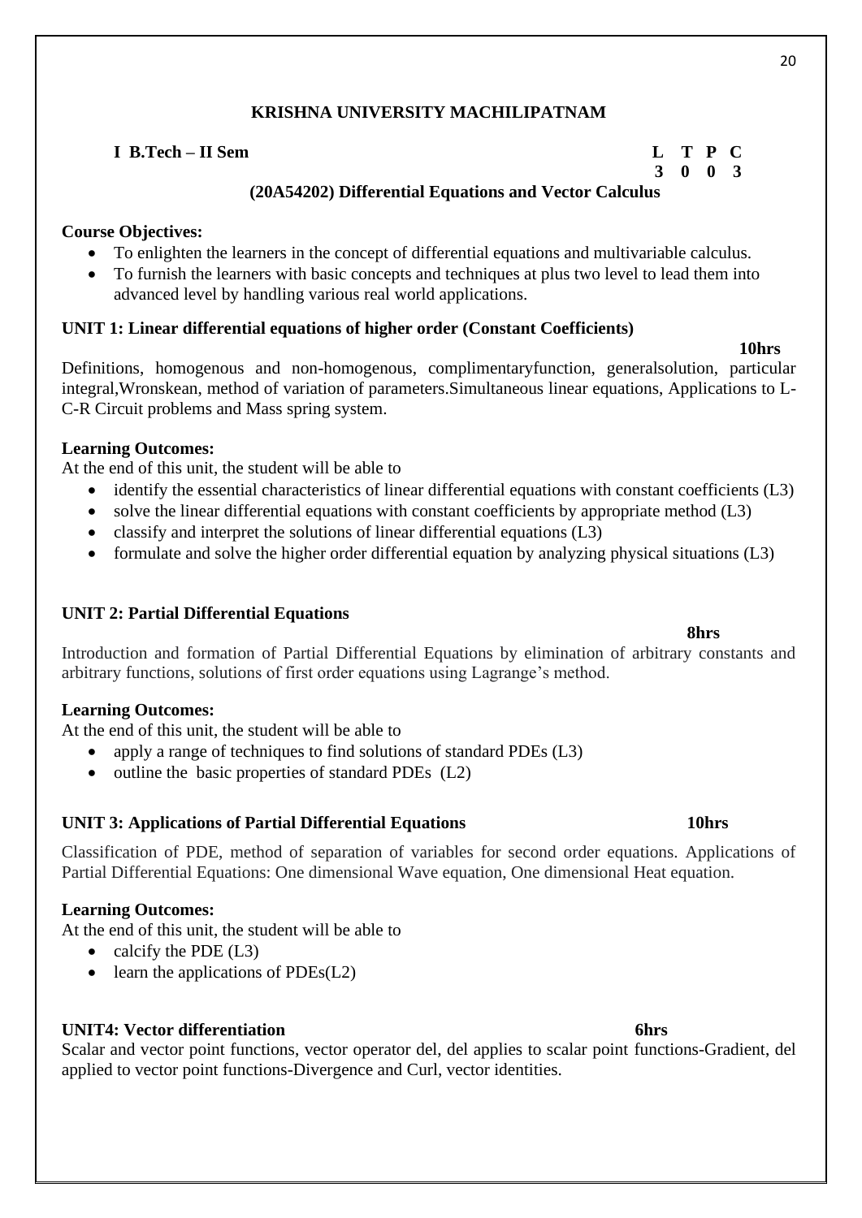**KRISHNA UNIVERSITY MACHILIPATNAM**

**I B.Tech – II Sem** **L T P C**
**3 0 0 3**

**(20A54202) Differential Equations and Vector Calculus**

**Course Objectives:**

- To enlighten the learners in the concept of differential equations and multivariable calculus.
- To furnish the learners with basic concepts and techniques at plus two level to lead them into advanced level by handling various real world applications.

**UNIT 1: Linear differential equations of higher order (Constant Coefficients)** **10hrs**

Definitions, homogenous and non-homogenous, complimentaryfunction, generalsolution, particular integral,Wronskean, method of variation of parameters.Simultaneous linear equations, Applications to L-C-R Circuit problems and Mass spring system.

**Learning Outcomes:**

At the end of this unit, the student will be able to

- identify the essential characteristics of linear differential equations with constant coefficients (L3)
- solve the linear differential equations with constant coefficients by appropriate method (L3)
- classify and interpret the solutions of linear differential equations (L3)
- formulate and solve the higher order differential equation by analyzing physical situations (L3)

**UNIT 2: Partial Differential Equations** **8hrs**

Introduction and formation of Partial Differential Equations by elimination of arbitrary constants and arbitrary functions, solutions of first order equations using Lagrange's method.

**Learning Outcomes:**

At the end of this unit, the student will be able to

- apply a range of techniques to find solutions of standard PDEs (L3)
- outline the basic properties of standard PDEs (L2)

**UNIT 3: Applications of Partial Differential Equations** **10hrs**

Classification of PDE, method of separation of variables for second order equations. Applications of Partial Differential Equations: One dimensional Wave equation, One dimensional Heat equation.

**Learning Outcomes:**

At the end of this unit, the student will be able to

- calcify the PDE (L3)
- learn the applications of PDEs(L2)

**UNIT4: Vector differentiation** **6hrs**

Scalar and vector point functions, vector operator del, del applies to scalar point functions-Gradient, del applied to vector point functions-Divergence and Curl, vector identities.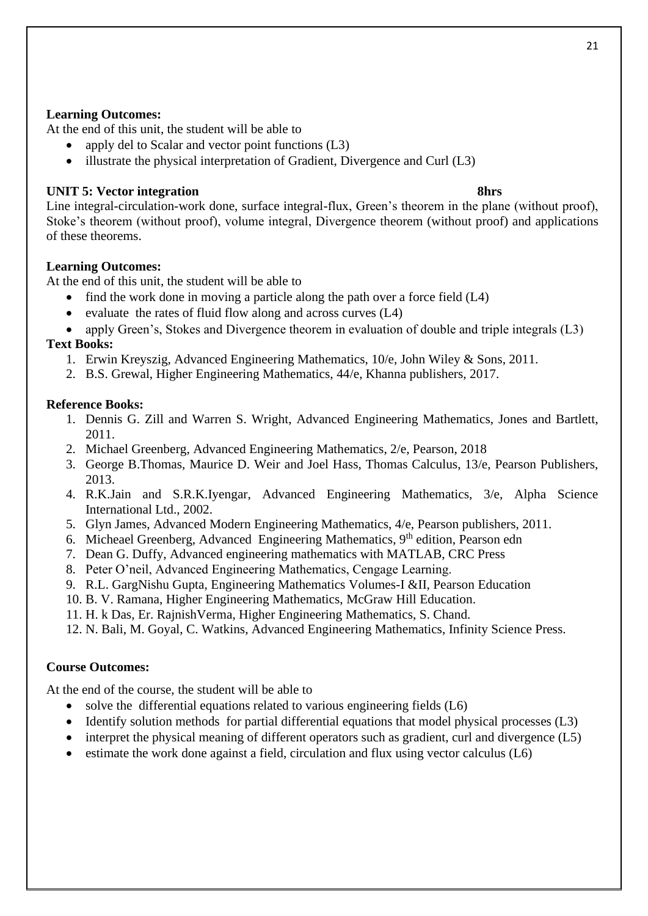**Learning Outcomes:**

At the end of this unit, the student will be able to

- apply del to Scalar and vector point functions (L3)
- illustrate the physical interpretation of Gradient, Divergence and Curl (L3)

**UNIT 5: Vector integration** **8hrs**

Line integral-circulation-work done, surface integral-flux, Green's theorem in the plane (without proof), Stoke's theorem (without proof), volume integral, Divergence theorem (without proof) and applications of these theorems.

**Learning Outcomes:**

At the end of this unit, the student will be able to

- find the work done in moving a particle along the path over a force field (L4)
- evaluate the rates of fluid flow along and across curves (L4)
- apply Green's, Stokes and Divergence theorem in evaluation of double and triple integrals (L3)

**Text Books:**

1. Erwin Kreyszig, Advanced Engineering Mathematics, 10/e, John Wiley & Sons, 2011.
2. B.S. Grewal, Higher Engineering Mathematics, 44/e, Khanna publishers, 2017.

**Reference Books:**

1. Dennis G. Zill and Warren S. Wright, Advanced Engineering Mathematics, Jones and Bartlett, 2011.
2. Michael Greenberg, Advanced Engineering Mathematics, 2/e, Pearson, 2018
3. George B.Thomas, Maurice D. Weir and Joel Hass, Thomas Calculus, 13/e, Pearson Publishers, 2013.
4. R.K.Jain and S.R.K.Iyengar, Advanced Engineering Mathematics, 3/e, Alpha Science International Ltd., 2002.
5. Glyn James, Advanced Modern Engineering Mathematics, 4/e, Pearson publishers, 2011.
6. Micheael Greenberg, Advanced Engineering Mathematics, 9th edition, Pearson edn
7. Dean G. Duffy, Advanced engineering mathematics with MATLAB, CRC Press
8. Peter O'neil, Advanced Engineering Mathematics, Cengage Learning.
9. R.L. GargNishu Gupta, Engineering Mathematics Volumes-I &II, Pearson Education
10. B. V. Ramana, Higher Engineering Mathematics, McGraw Hill Education.
11. H. k Das, Er. RajnishVerma, Higher Engineering Mathematics, S. Chand.
12. N. Bali, M. Goyal, C. Watkins, Advanced Engineering Mathematics, Infinity Science Press.

**Course Outcomes:**

At the end of the course, the student will be able to

- solve the differential equations related to various engineering fields (L6)
- Identify solution methods for partial differential equations that model physical processes (L3)
- interpret the physical meaning of different operators such as gradient, curl and divergence (L5)
- estimate the work done against a field, circulation and flux using vector calculus (L6)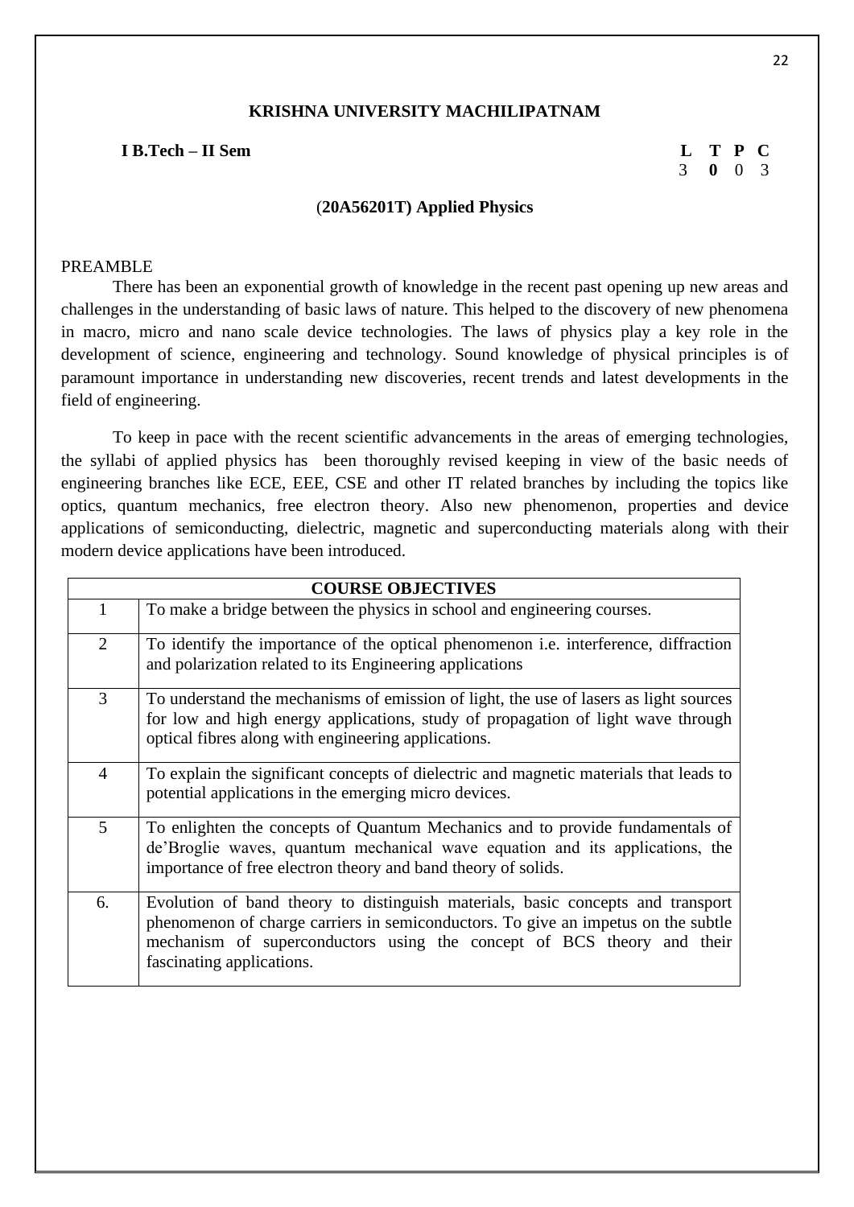**KRISHNA UNIVERSITY MACHILIPATNAM**

**I B.Tech – II Sem**

| L | T | P | C |
|---|---|---|---|
| 3 | **0** | 0 | 3 |

**(20A56201T) Applied Physics**

PREAMBLE

There has been an exponential growth of knowledge in the recent past opening up new areas and challenges in the understanding of basic laws of nature. This helped to the discovery of new phenomena in macro, micro and nano scale device technologies. The laws of physics play a key role in the development of science, engineering and technology. Sound knowledge of physical principles is of paramount importance in understanding new discoveries, recent trends and latest developments in the field of engineering.

To keep in pace with the recent scientific advancements in the areas of emerging technologies, the syllabi of applied physics has been thoroughly revised keeping in view of the basic needs of engineering branches like ECE, EEE, CSE and other IT related branches by including the topics like optics, quantum mechanics, free electron theory. Also new phenomenon, properties and device applications of semiconducting, dielectric, magnetic and superconducting materials along with their modern device applications have been introduced.

| **COURSE OBJECTIVES** | |
|---|---|
| 1 | To make a bridge between the physics in school and engineering courses. |
| 2 | To identify the importance of the optical phenomenon i.e. interference, diffraction and polarization related to its Engineering applications |
| 3 | To understand the mechanisms of emission of light, the use of lasers as light sources for low and high energy applications, study of propagation of light wave through optical fibres along with engineering applications. |
| 4 | To explain the significant concepts of dielectric and magnetic materials that leads to potential applications in the emerging micro devices. |
| 5 | To enlighten the concepts of Quantum Mechanics and to provide fundamentals of de'Broglie waves, quantum mechanical wave equation and its applications, the importance of free electron theory and band theory of solids. |
| 6. | Evolution of band theory to distinguish materials, basic concepts and transport phenomenon of charge carriers in semiconductors. To give an impetus on the subtle mechanism of superconductors using the concept of BCS theory and their fascinating applications. |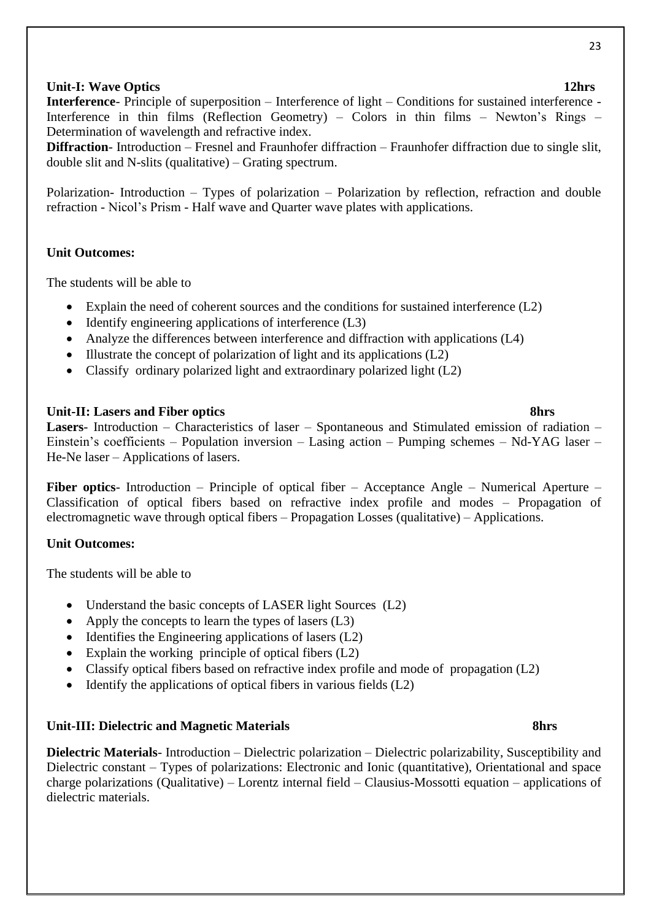**Unit-I: Wave Optics 12hrs**

**Interference**- Principle of superposition – Interference of light – Conditions for sustained interference - Interference in thin films (Reflection Geometry) – Colors in thin films – Newton's Rings – Determination of wavelength and refractive index.

**Diffraction**- Introduction – Fresnel and Fraunhofer diffraction – Fraunhofer diffraction due to single slit, double slit and N-slits (qualitative) – Grating spectrum.

Polarization- Introduction – Types of polarization – Polarization by reflection, refraction and double refraction - Nicol's Prism - Half wave and Quarter wave plates with applications.

**Unit Outcomes:**

The students will be able to

- Explain the need of coherent sources and the conditions for sustained interference (L2)
- Identify engineering applications of interference (L3)
- Analyze the differences between interference and diffraction with applications (L4)
- Illustrate the concept of polarization of light and its applications (L2)
- Classify ordinary polarized light and extraordinary polarized light (L2)

**Unit-II: Lasers and Fiber optics 8hrs**

**Lasers**- Introduction – Characteristics of laser – Spontaneous and Stimulated emission of radiation – Einstein's coefficients – Population inversion – Lasing action – Pumping schemes – Nd-YAG laser – He-Ne laser – Applications of lasers.

**Fiber optics**- Introduction – Principle of optical fiber – Acceptance Angle – Numerical Aperture – Classification of optical fibers based on refractive index profile and modes – Propagation of electromagnetic wave through optical fibers – Propagation Losses (qualitative) – Applications.

**Unit Outcomes:**

The students will be able to

- Understand the basic concepts of LASER light Sources (L2)
- Apply the concepts to learn the types of lasers (L3)
- Identifies the Engineering applications of lasers (L2)
- Explain the working principle of optical fibers (L2)
- Classify optical fibers based on refractive index profile and mode of propagation (L2)
- Identify the applications of optical fibers in various fields (L2)

**Unit-III: Dielectric and Magnetic Materials 8hrs**

**Dielectric Materials**- Introduction – Dielectric polarization – Dielectric polarizability, Susceptibility and Dielectric constant – Types of polarizations: Electronic and Ionic (quantitative), Orientational and space charge polarizations (Qualitative) – Lorentz internal field – Clausius-Mossotti equation – applications of dielectric materials.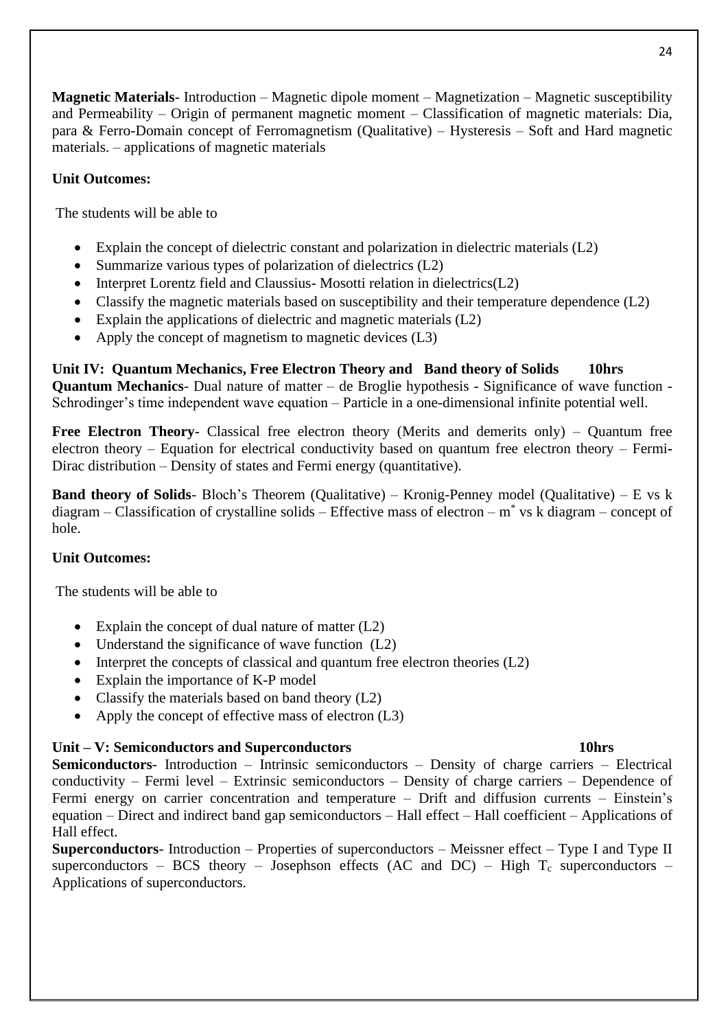**Magnetic Materials**- Introduction – Magnetic dipole moment – Magnetization – Magnetic susceptibility and Permeability – Origin of permanent magnetic moment – Classification of magnetic materials: Dia, para & Ferro-Domain concept of Ferromagnetism (Qualitative) – Hysteresis – Soft and Hard magnetic materials. – applications of magnetic materials

**Unit Outcomes:**

The students will be able to

- Explain the concept of dielectric constant and polarization in dielectric materials (L2)
- Summarize various types of polarization of dielectrics (L2)
- Interpret Lorentz field and Claussius- Mosotti relation in dielectrics(L2)
- Classify the magnetic materials based on susceptibility and their temperature dependence (L2)
- Explain the applications of dielectric and magnetic materials (L2)
- Apply the concept of magnetism to magnetic devices (L3)

**Unit IV: Quantum Mechanics, Free Electron Theory and Band theory of Solids 10hrs**

**Quantum Mechanics**- Dual nature of matter – de Broglie hypothesis - Significance of wave function - Schrodinger's time independent wave equation – Particle in a one-dimensional infinite potential well.

**Free Electron Theory**- Classical free electron theory (Merits and demerits only) – Quantum free electron theory – Equation for electrical conductivity based on quantum free electron theory – Fermi-Dirac distribution – Density of states and Fermi energy (quantitative).

**Band theory of Solids**- Bloch's Theorem (Qualitative) – Kronig-Penney model (Qualitative) – E vs k diagram – Classification of crystalline solids – Effective mass of electron – $m^*$ vs k diagram – concept of hole.

**Unit Outcomes:**

The students will be able to

- Explain the concept of dual nature of matter (L2)
- Understand the significance of wave function (L2)
- Interpret the concepts of classical and quantum free electron theories (L2)
- Explain the importance of K-P model
- Classify the materials based on band theory (L2)
- Apply the concept of effective mass of electron (L3)

**Unit – V: Semiconductors and Superconductors 10hrs**

**Semiconductors**- Introduction – Intrinsic semiconductors – Density of charge carriers – Electrical conductivity – Fermi level – Extrinsic semiconductors – Density of charge carriers – Dependence of Fermi energy on carrier concentration and temperature – Drift and diffusion currents – Einstein's equation – Direct and indirect band gap semiconductors – Hall effect – Hall coefficient – Applications of Hall effect.

**Superconductors**- Introduction – Properties of superconductors – Meissner effect – Type I and Type II superconductors – BCS theory – Josephson effects (AC and DC) – High $T_c$ superconductors – Applications of superconductors.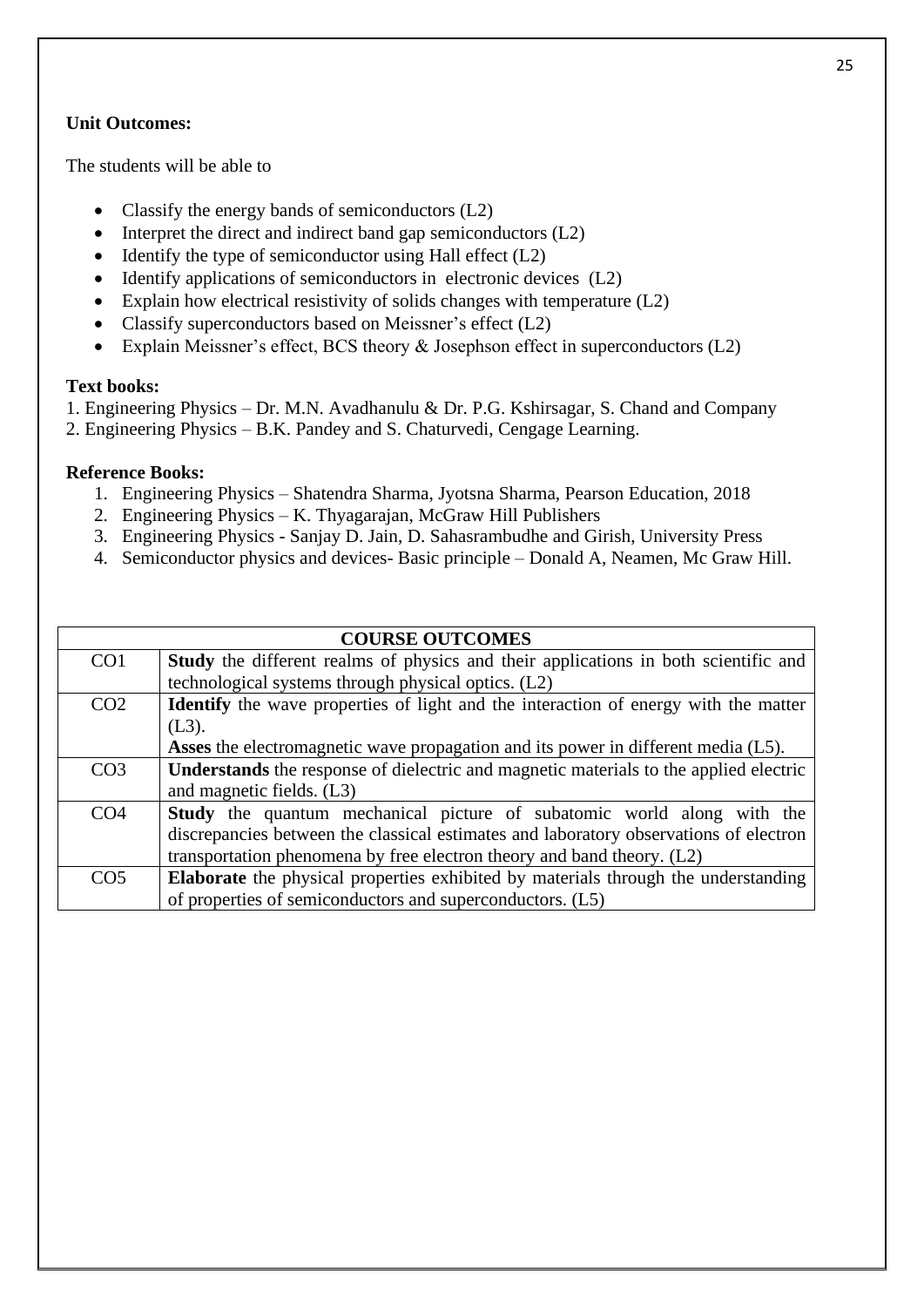**Unit Outcomes:**

The students will be able to

- Classify the energy bands of semiconductors (L2)
- Interpret the direct and indirect band gap semiconductors (L2)
- Identify the type of semiconductor using Hall effect (L2)
- Identify applications of semiconductors in electronic devices (L2)
- Explain how electrical resistivity of solids changes with temperature (L2)
- Classify superconductors based on Meissner's effect (L2)
- Explain Meissner's effect, BCS theory & Josephson effect in superconductors (L2)

**Text books:**

1. Engineering Physics – Dr. M.N. Avadhanulu & Dr. P.G. Kshirsagar, S. Chand and Company
2. Engineering Physics – B.K. Pandey and S. Chaturvedi, Cengage Learning.

**Reference Books:**

1. Engineering Physics – Shatendra Sharma, Jyotsna Sharma, Pearson Education, 2018
2. Engineering Physics – K. Thyagarajan, McGraw Hill Publishers
3. Engineering Physics - Sanjay D. Jain, D. Sahasrambudhe and Girish, University Press
4. Semiconductor physics and devices- Basic principle – Donald A, Neamen, Mc Graw Hill.

| COURSE OUTCOMES | |
|---|---|
| CO1 | **Study** the different realms of physics and their applications in both scientific and technological systems through physical optics. (L2) |
| CO2 | **Identify** the wave properties of light and the interaction of energy with the matter (L3).<br>**Asses** the electromagnetic wave propagation and its power in different media (L5). |
| CO3 | **Understands** the response of dielectric and magnetic materials to the applied electric and magnetic fields. (L3) |
| CO4 | **Study** the quantum mechanical picture of subatomic world along with the discrepancies between the classical estimates and laboratory observations of electron transportation phenomena by free electron theory and band theory. (L2) |
| CO5 | **Elaborate** the physical properties exhibited by materials through the understanding of properties of semiconductors and superconductors. (L5) |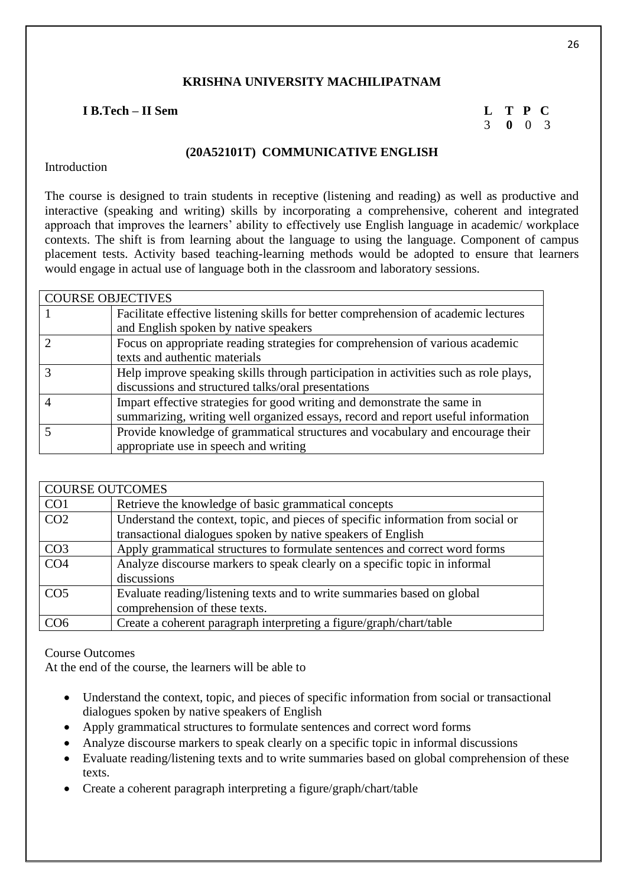**KRISHNA UNIVERSITY MACHILIPATNAM**

**I B.Tech – II Sem**

| **L** | **T** | **P** | **C** |
|---|---|---|---|
| 3 | **0** | 0 | 3 |

## (20A52101T) COMMUNICATIVE ENGLISH

Introduction

The course is designed to train students in receptive (listening and reading) as well as productive and interactive (speaking and writing) skills by incorporating a comprehensive, coherent and integrated approach that improves the learners' ability to effectively use English language in academic/ workplace contexts. The shift is from learning about the language to using the language. Component of campus placement tests. Activity based teaching-learning methods would be adopted to ensure that learners would engage in actual use of language both in the classroom and laboratory sessions.

| COURSE OBJECTIVES | |
|---|---|
| 1 | Facilitate effective listening skills for better comprehension of academic lectures and English spoken by native speakers |
| 2 | Focus on appropriate reading strategies for comprehension of various academic texts and authentic materials |
| 3 | Help improve speaking skills through participation in activities such as role plays, discussions and structured talks/oral presentations |
| 4 | Impart effective strategies for good writing and demonstrate the same in summarizing, writing well organized essays, record and report useful information |
| 5 | Provide knowledge of grammatical structures and vocabulary and encourage their appropriate use in speech and writing |

| COURSE OUTCOMES | |
|---|---|
| CO1 | Retrieve the knowledge of basic grammatical concepts |
| CO2 | Understand the context, topic, and pieces of specific information from social or transactional dialogues spoken by native speakers of English |
| CO3 | Apply grammatical structures to formulate sentences and correct word forms |
| CO4 | Analyze discourse markers to speak clearly on a specific topic in informal discussions |
| CO5 | Evaluate reading/listening texts and to write summaries based on global comprehension of these texts. |
| CO6 | Create a coherent paragraph interpreting a figure/graph/chart/table |

Course Outcomes

At the end of the course, the learners will be able to

- Understand the context, topic, and pieces of specific information from social or transactional dialogues spoken by native speakers of English
- Apply grammatical structures to formulate sentences and correct word forms
- Analyze discourse markers to speak clearly on a specific topic in informal discussions
- Evaluate reading/listening texts and to write summaries based on global comprehension of these texts.
- Create a coherent paragraph interpreting a figure/graph/chart/table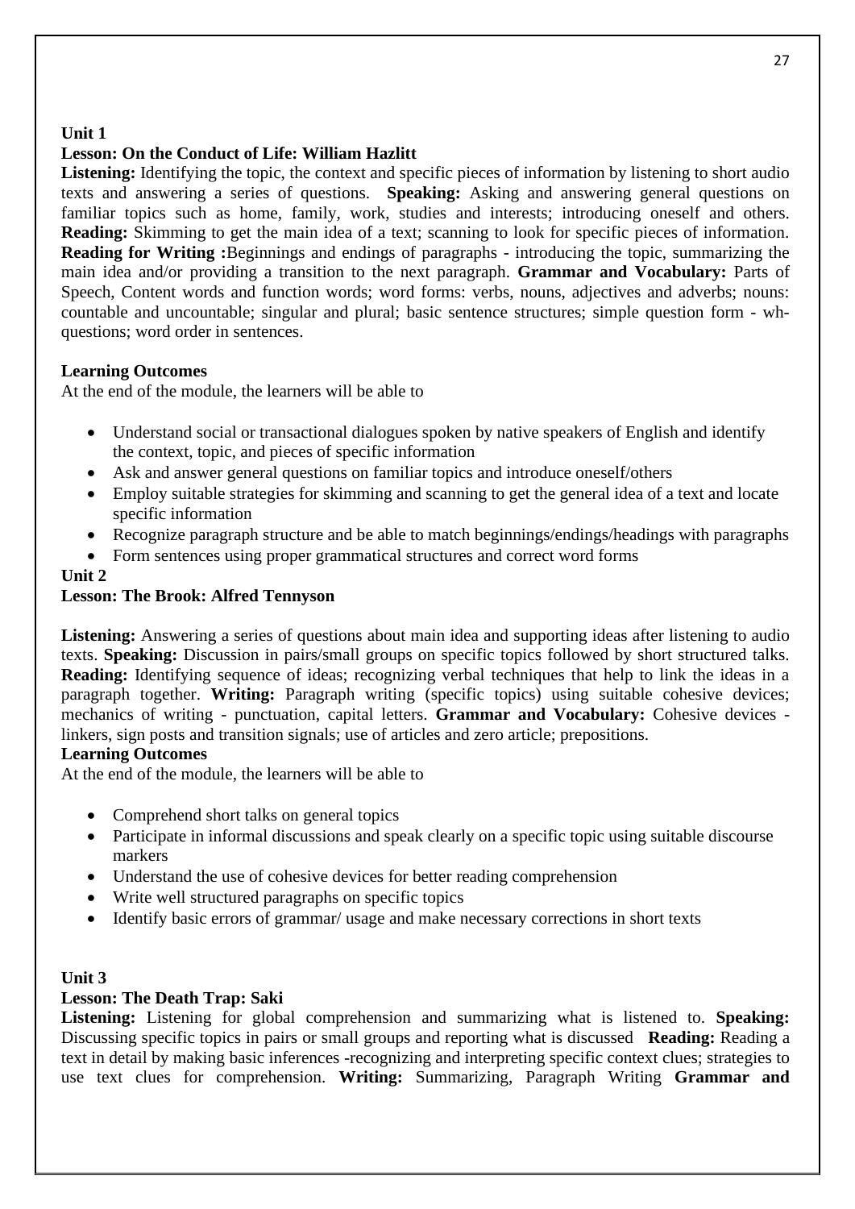**Unit 1**

**Lesson: On the Conduct of Life: William Hazlitt**

**Listening:** Identifying the topic, the context and specific pieces of information by listening to short audio texts and answering a series of questions. **Speaking:** Asking and answering general questions on familiar topics such as home, family, work, studies and interests; introducing oneself and others. **Reading:** Skimming to get the main idea of a text; scanning to look for specific pieces of information. **Reading for Writing :**Beginnings and endings of paragraphs - introducing the topic, summarizing the main idea and/or providing a transition to the next paragraph. **Grammar and Vocabulary:** Parts of Speech, Content words and function words; word forms: verbs, nouns, adjectives and adverbs; nouns: countable and uncountable; singular and plural; basic sentence structures; simple question form - wh-questions; word order in sentences.

**Learning Outcomes**

At the end of the module, the learners will be able to

- Understand social or transactional dialogues spoken by native speakers of English and identify the context, topic, and pieces of specific information
- Ask and answer general questions on familiar topics and introduce oneself/others
- Employ suitable strategies for skimming and scanning to get the general idea of a text and locate specific information
- Recognize paragraph structure and be able to match beginnings/endings/headings with paragraphs
- Form sentences using proper grammatical structures and correct word forms

**Unit 2**

**Lesson: The Brook: Alfred Tennyson**

**Listening:** Answering a series of questions about main idea and supporting ideas after listening to audio texts. **Speaking:** Discussion in pairs/small groups on specific topics followed by short structured talks. **Reading:** Identifying sequence of ideas; recognizing verbal techniques that help to link the ideas in a paragraph together. **Writing:** Paragraph writing (specific topics) using suitable cohesive devices; mechanics of writing - punctuation, capital letters. **Grammar and Vocabulary:** Cohesive devices - linkers, sign posts and transition signals; use of articles and zero article; prepositions.

**Learning Outcomes**

At the end of the module, the learners will be able to

- Comprehend short talks on general topics
- Participate in informal discussions and speak clearly on a specific topic using suitable discourse markers
- Understand the use of cohesive devices for better reading comprehension
- Write well structured paragraphs on specific topics
- Identify basic errors of grammar/ usage and make necessary corrections in short texts

**Unit 3**

**Lesson: The Death Trap: Saki**

**Listening:** Listening for global comprehension and summarizing what is listened to. **Speaking:** Discussing specific topics in pairs or small groups and reporting what is discussed **Reading:** Reading a text in detail by making basic inferences -recognizing and interpreting specific context clues; strategies to use text clues for comprehension. **Writing:** Summarizing, Paragraph Writing **Grammar and**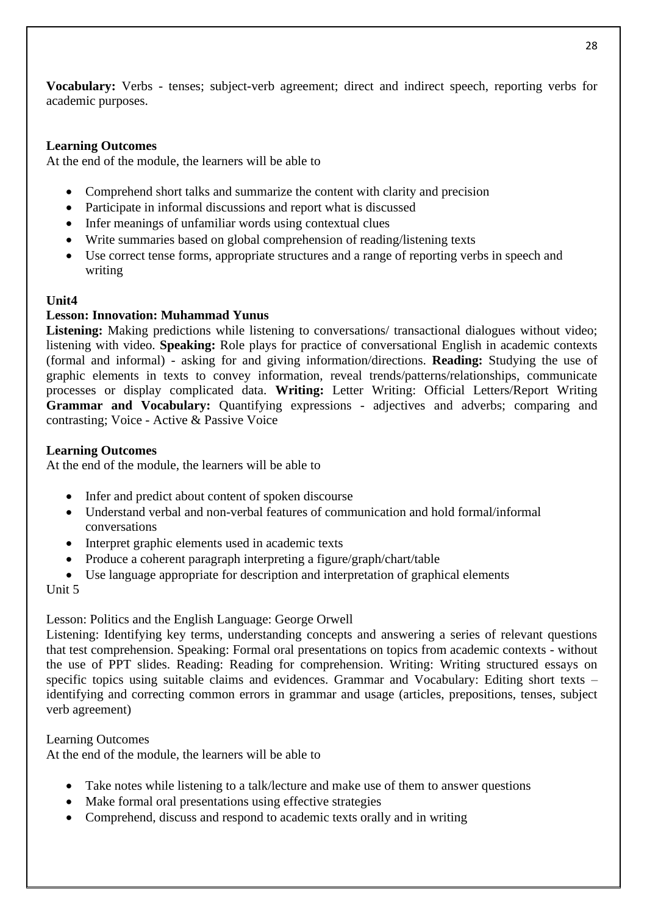**Vocabulary:** Verbs - tenses; subject-verb agreement; direct and indirect speech, reporting verbs for academic purposes.

**Learning Outcomes**

At the end of the module, the learners will be able to

- Comprehend short talks and summarize the content with clarity and precision
- Participate in informal discussions and report what is discussed
- Infer meanings of unfamiliar words using contextual clues
- Write summaries based on global comprehension of reading/listening texts
- Use correct tense forms, appropriate structures and a range of reporting verbs in speech and writing

**Unit4**

**Lesson: Innovation: Muhammad Yunus**

**Listening:** Making predictions while listening to conversations/ transactional dialogues without video; listening with video. **Speaking:** Role plays for practice of conversational English in academic contexts (formal and informal) - asking for and giving information/directions. **Reading:** Studying the use of graphic elements in texts to convey information, reveal trends/patterns/relationships, communicate processes or display complicated data. **Writing:** Letter Writing: Official Letters/Report Writing **Grammar and Vocabulary:** Quantifying expressions - adjectives and adverbs; comparing and contrasting; Voice - Active & Passive Voice

**Learning Outcomes**

At the end of the module, the learners will be able to

- Infer and predict about content of spoken discourse
- Understand verbal and non-verbal features of communication and hold formal/informal conversations
- Interpret graphic elements used in academic texts
- Produce a coherent paragraph interpreting a figure/graph/chart/table
- Use language appropriate for description and interpretation of graphical elements

Unit 5

Lesson: Politics and the English Language: George Orwell

Listening: Identifying key terms, understanding concepts and answering a series of relevant questions that test comprehension. Speaking: Formal oral presentations on topics from academic contexts - without the use of PPT slides. Reading: Reading for comprehension. Writing: Writing structured essays on specific topics using suitable claims and evidences. Grammar and Vocabulary: Editing short texts – identifying and correcting common errors in grammar and usage (articles, prepositions, tenses, subject verb agreement)

Learning Outcomes

At the end of the module, the learners will be able to

- Take notes while listening to a talk/lecture and make use of them to answer questions
- Make formal oral presentations using effective strategies
- Comprehend, discuss and respond to academic texts orally and in writing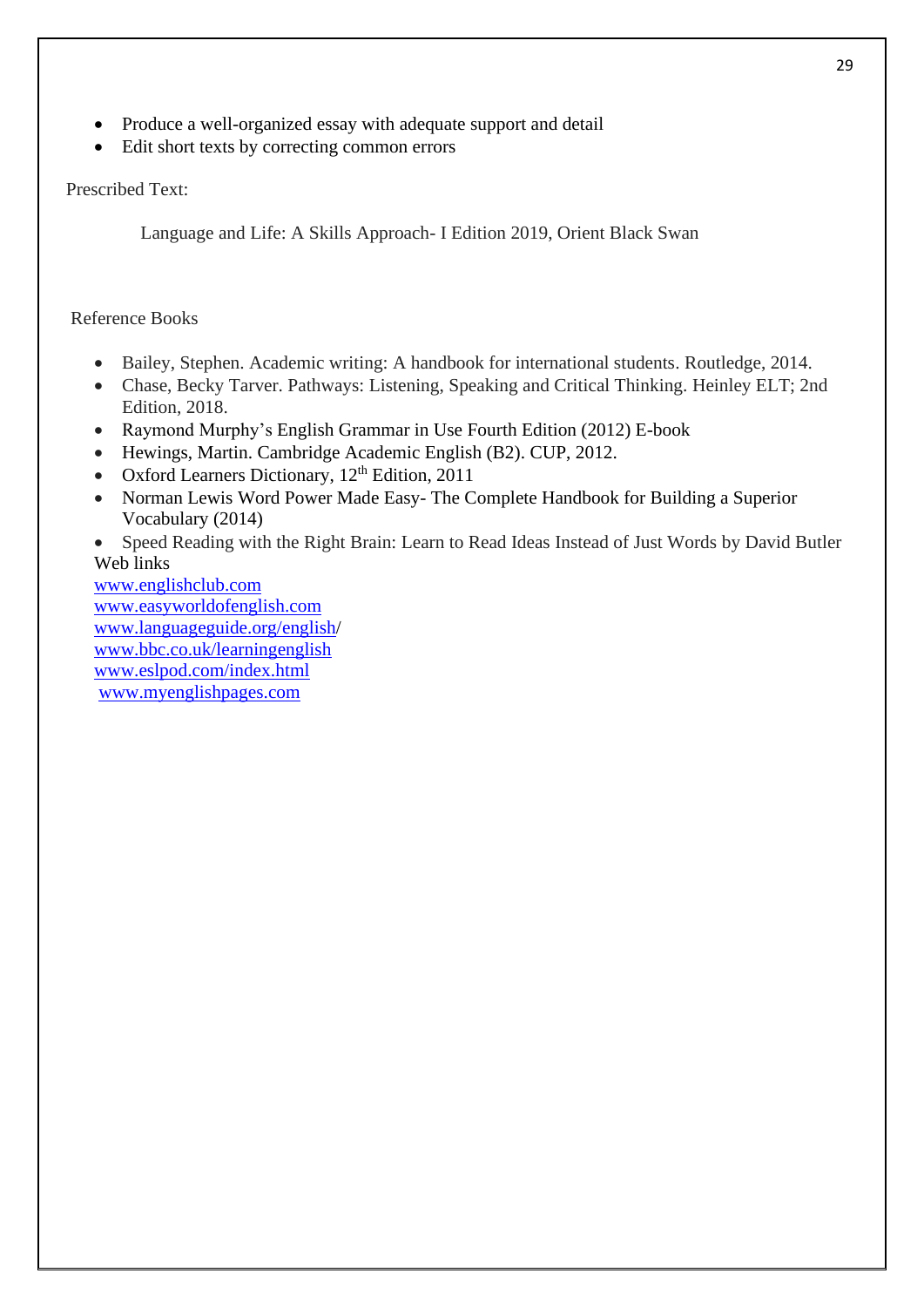- Produce a well-organized essay with adequate support and detail
- Edit short texts by correcting common errors

Prescribed Text:

Language and Life: A Skills Approach- I Edition 2019, Orient Black Swan

Reference Books

- Bailey, Stephen. Academic writing: A handbook for international students. Routledge, 2014.
- Chase, Becky Tarver. Pathways: Listening, Speaking and Critical Thinking. Heinley ELT; 2nd Edition, 2018.
- Raymond Murphy's English Grammar in Use Fourth Edition (2012) E-book
- Hewings, Martin. Cambridge Academic English (B2). CUP, 2012.
- Oxford Learners Dictionary, 12th Edition, 2011
- Norman Lewis Word Power Made Easy- The Complete Handbook for Building a Superior Vocabulary (2014)
- Speed Reading with the Right Brain: Learn to Read Ideas Instead of Just Words by David Butler

Web links

www.englishclub.com
www.easyworldofenglish.com
www.languageguide.org/english/
www.bbc.co.uk/learningenglish
www.eslpod.com/index.html
www.myenglishpages.com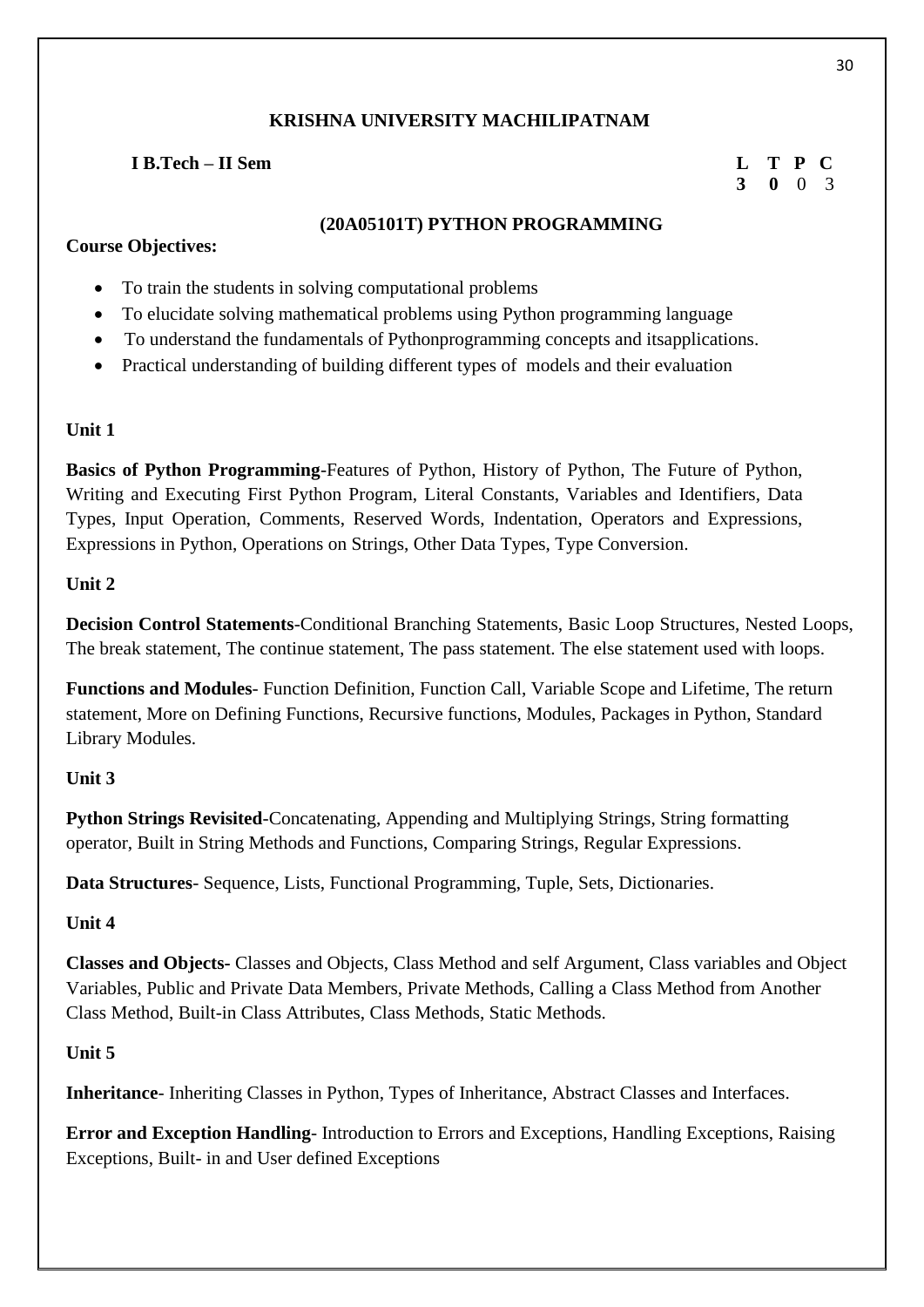## KRISHNA UNIVERSITY MACHILIPATNAM

| **I B.Tech – II Sem** | **L** | **T** | **P** | **C** |
|---|---|---|---|---|
| | **3** | **0** | 0 | 3 |

### (20A05101T) PYTHON PROGRAMMING

**Course Objectives:**

- To train the students in solving computational problems
- To elucidate solving mathematical problems using Python programming language
- To understand the fundamentals of Pythonprogramming concepts and itsapplications.
- Practical understanding of building different types of models and their evaluation

**Unit 1**

**Basics of Python Programming**-Features of Python, History of Python, The Future of Python, Writing and Executing First Python Program, Literal Constants, Variables and Identifiers, Data Types, Input Operation, Comments, Reserved Words, Indentation, Operators and Expressions, Expressions in Python, Operations on Strings, Other Data Types, Type Conversion.

**Unit 2**

**Decision Control Statements**-Conditional Branching Statements, Basic Loop Structures, Nested Loops, The break statement, The continue statement, The pass statement. The else statement used with loops.

**Functions and Modules**- Function Definition, Function Call, Variable Scope and Lifetime, The return statement, More on Defining Functions, Recursive functions, Modules, Packages in Python, Standard Library Modules.

**Unit 3**

**Python Strings Revisited**-Concatenating, Appending and Multiplying Strings, String formatting operator, Built in String Methods and Functions, Comparing Strings, Regular Expressions.

**Data Structures**- Sequence, Lists, Functional Programming, Tuple, Sets, Dictionaries.

**Unit 4**

**Classes and Objects**- Classes and Objects, Class Method and self Argument, Class variables and Object Variables, Public and Private Data Members, Private Methods, Calling a Class Method from Another Class Method, Built-in Class Attributes, Class Methods, Static Methods.

**Unit 5**

**Inheritance**- Inheriting Classes in Python, Types of Inheritance, Abstract Classes and Interfaces.

**Error and Exception Handling**- Introduction to Errors and Exceptions, Handling Exceptions, Raising Exceptions, Built- in and User defined Exceptions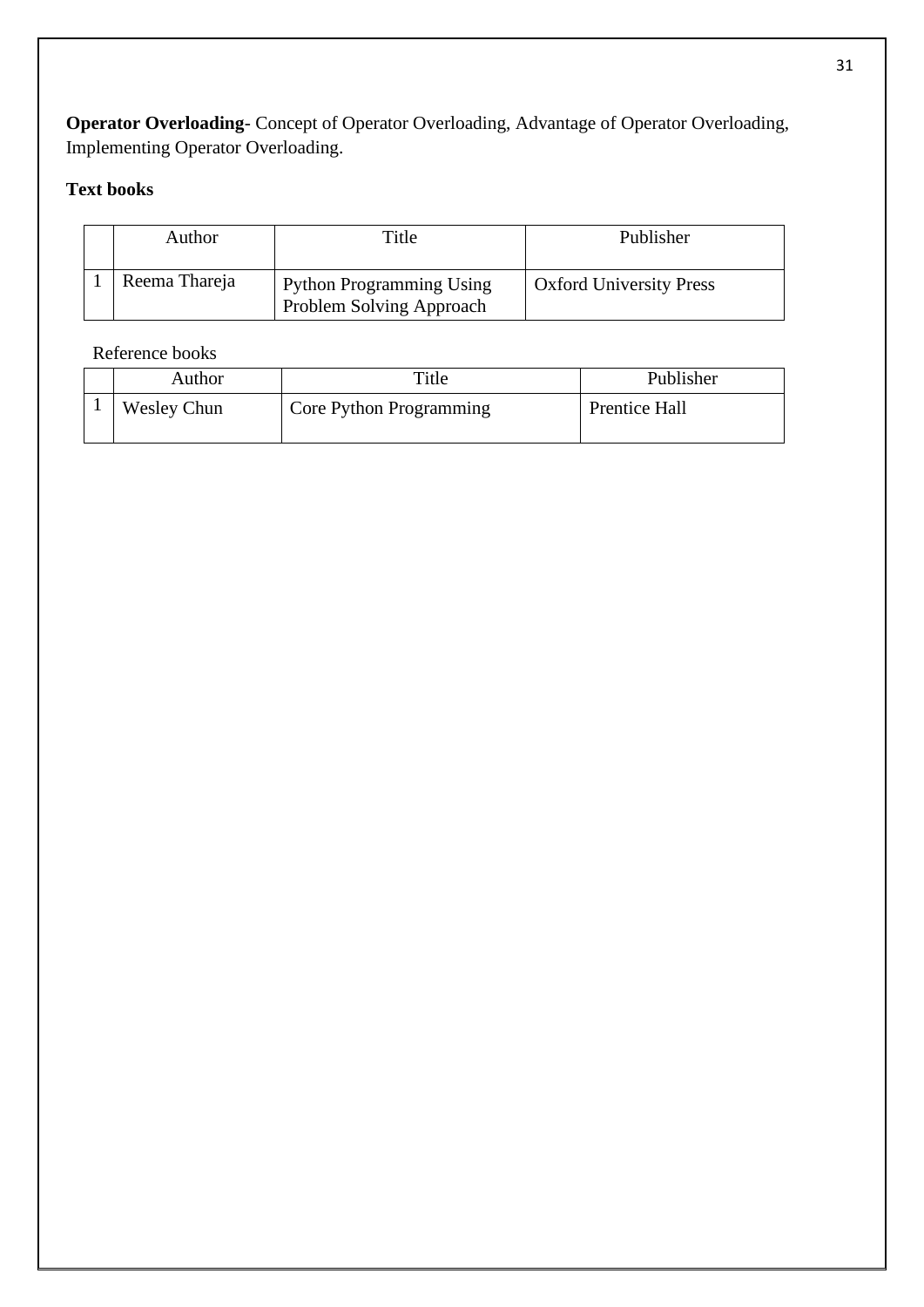**Operator Overloading**- Concept of Operator Overloading, Advantage of Operator Overloading, Implementing Operator Overloading.

**Text books**

| | Author | Title | Publisher |
|---|---|---|---|
| 1 | Reema Thareja | Python Programming Using Problem Solving Approach | Oxford University Press |

Reference books

| | Author | Title | Publisher |
|---|---|---|---|
| 1 | Wesley Chun | Core Python Programming | Prentice Hall |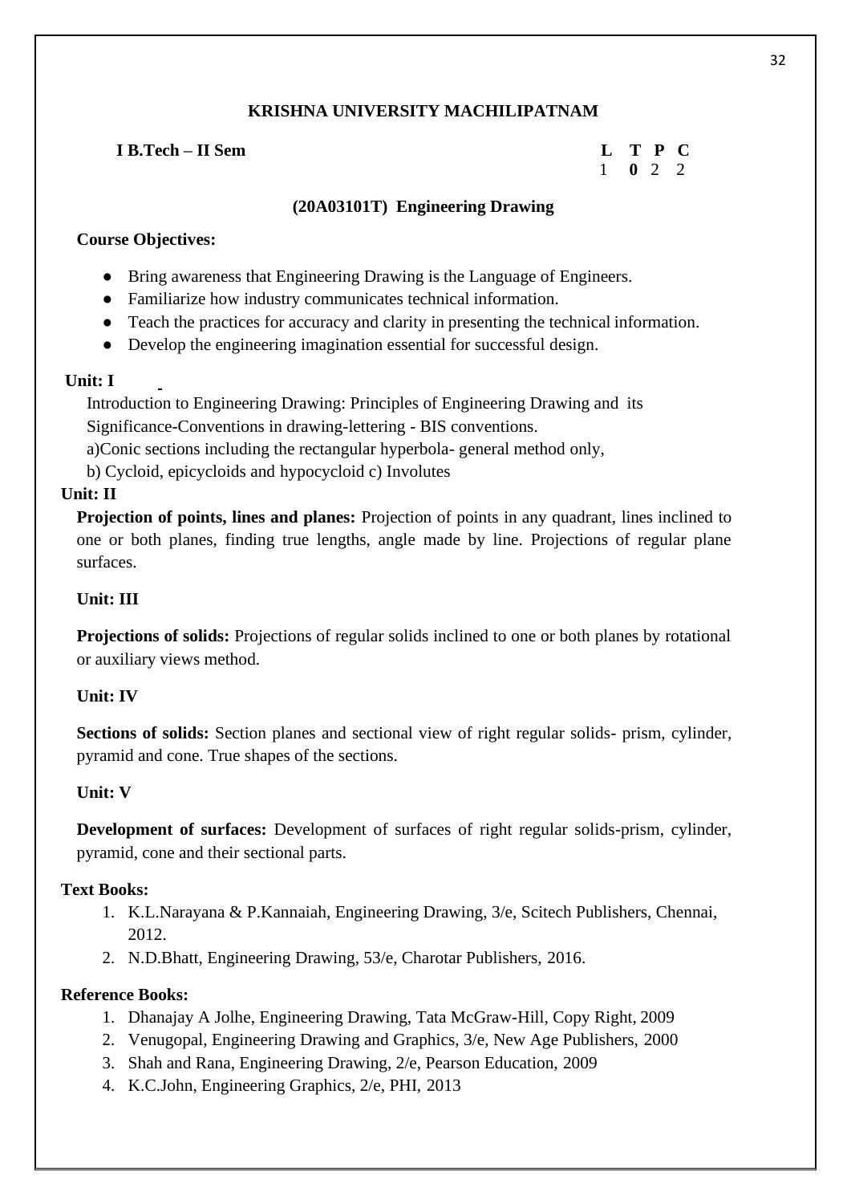## KRISHNA UNIVERSITY MACHILIPATNAM

**I B.Tech – II Sem**

| L | T | P | C |
|---|---|---|---|
| 1 | 0 | 2 | 2 |

### (20A03101T) Engineering Drawing

**Course Objectives:**

- Bring awareness that Engineering Drawing is the Language of Engineers.
- Familiarize how industry communicates technical information.
- Teach the practices for accuracy and clarity in presenting the technical information.
- Develop the engineering imagination essential for successful design.

**Unit: I**

Introduction to Engineering Drawing: Principles of Engineering Drawing and its Significance-Conventions in drawing-lettering - BIS conventions.

a)Conic sections including the rectangular hyperbola- general method only,

b) Cycloid, epicycloids and hypocycloid c) Involutes

**Unit: II**

**Projection of points, lines and planes:** Projection of points in any quadrant, lines inclined to one or both planes, finding true lengths, angle made by line. Projections of regular plane surfaces.

**Unit: III**

**Projections of solids:** Projections of regular solids inclined to one or both planes by rotational or auxiliary views method.

**Unit: IV**

**Sections of solids:** Section planes and sectional view of right regular solids- prism, cylinder, pyramid and cone. True shapes of the sections.

**Unit: V**

**Development of surfaces:** Development of surfaces of right regular solids-prism, cylinder, pyramid, cone and their sectional parts.

**Text Books:**

1. K.L.Narayana & P.Kannaiah, Engineering Drawing, 3/e, Scitech Publishers, Chennai, 2012.
2. N.D.Bhatt, Engineering Drawing, 53/e, Charotar Publishers, 2016.

**Reference Books:**

1. Dhanajay A Jolhe, Engineering Drawing, Tata McGraw-Hill, Copy Right, 2009
2. Venugopal, Engineering Drawing and Graphics, 3/e, New Age Publishers, 2000
3. Shah and Rana, Engineering Drawing, 2/e, Pearson Education, 2009
4. K.C.John, Engineering Graphics, 2/e, PHI, 2013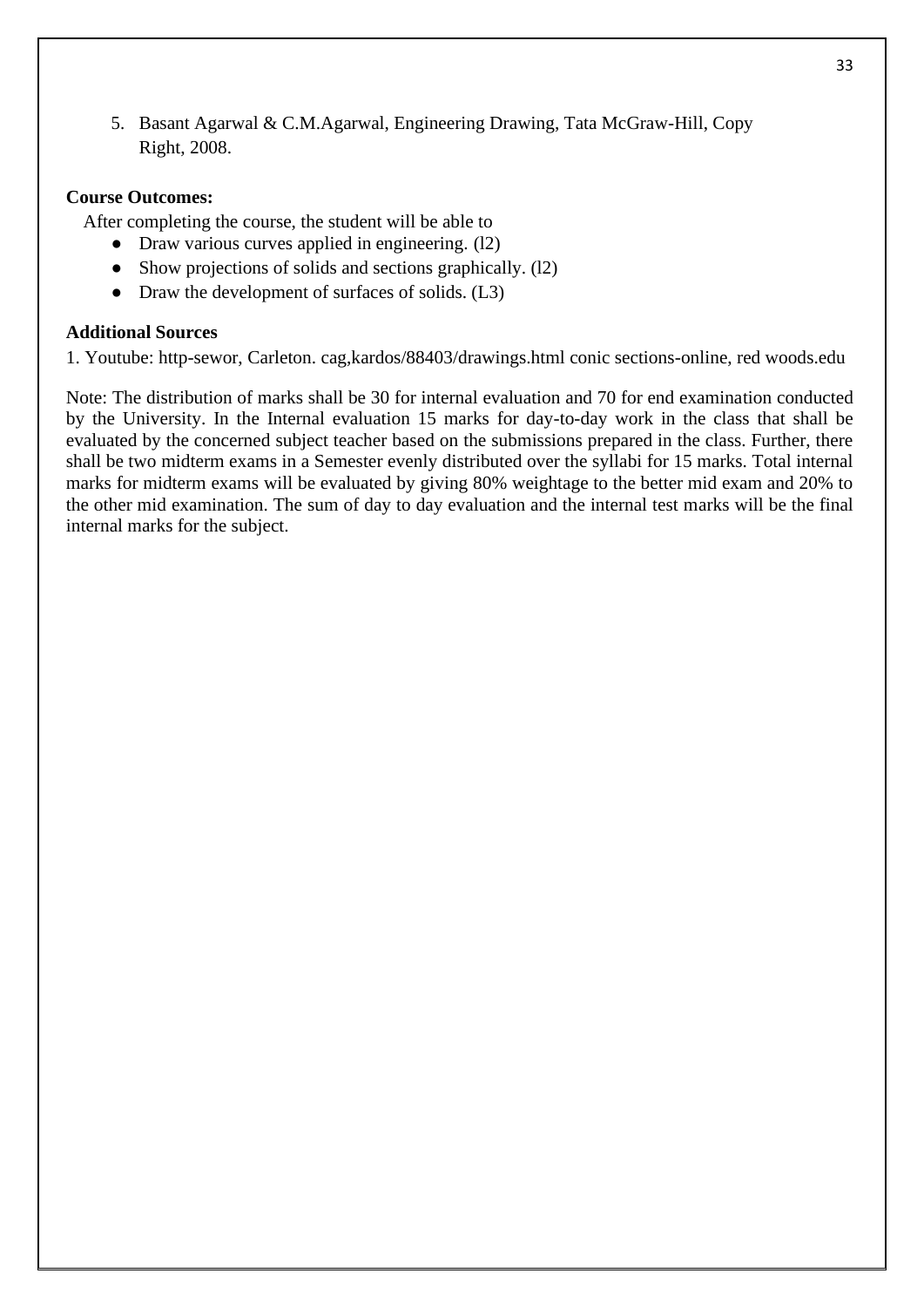5. Basant Agarwal & C.M.Agarwal, Engineering Drawing, Tata McGraw-Hill, Copy Right, 2008.

**Course Outcomes:**

After completing the course, the student will be able to

- Draw various curves applied in engineering. (l2)
- Show projections of solids and sections graphically. (l2)
- Draw the development of surfaces of solids. (L3)

**Additional Sources**

1. Youtube: http-sewor, Carleton. cag,kardos/88403/drawings.html conic sections-online, red woods.edu

Note: The distribution of marks shall be 30 for internal evaluation and 70 for end examination conducted by the University. In the Internal evaluation 15 marks for day-to-day work in the class that shall be evaluated by the concerned subject teacher based on the submissions prepared in the class. Further, there shall be two midterm exams in a Semester evenly distributed over the syllabi for 15 marks. Total internal marks for midterm exams will be evaluated by giving 80% weightage to the better mid exam and 20% to the other mid examination. The sum of day to day evaluation and the internal test marks will be the final internal marks for the subject.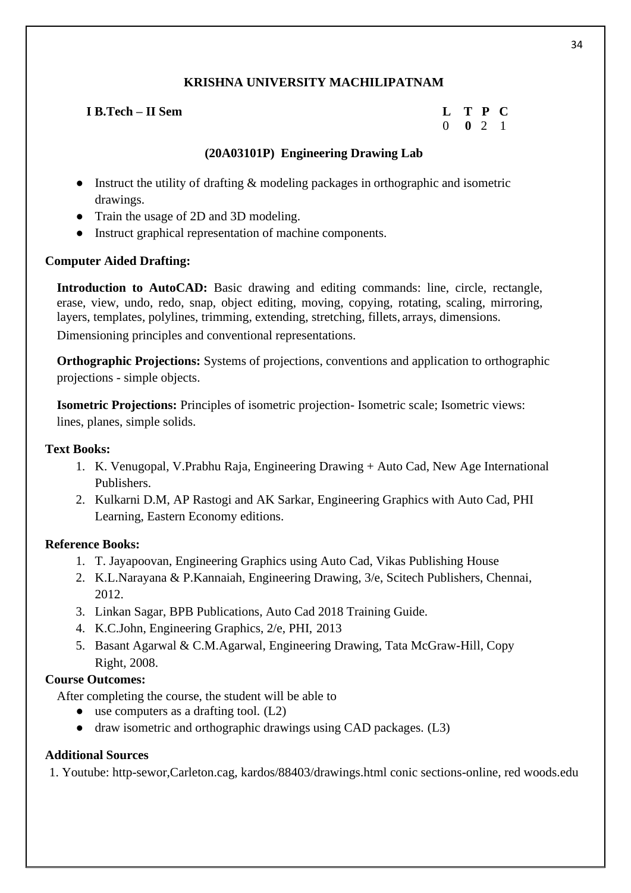**KRISHNA UNIVERSITY MACHILIPATNAM**

**I B.Tech – II Sem**

| **L** | **T** | **P** | **C** |
|---|---|---|---|
| 0 | **0** | 2 | 1 |

**(20A03101P) Engineering Drawing Lab**

- Instruct the utility of drafting & modeling packages in orthographic and isometric drawings.
- Train the usage of 2D and 3D modeling.
- Instruct graphical representation of machine components.

**Computer Aided Drafting:**

**Introduction to AutoCAD:** Basic drawing and editing commands: line, circle, rectangle, erase, view, undo, redo, snap, object editing, moving, copying, rotating, scaling, mirroring, layers, templates, polylines, trimming, extending, stretching, fillets, arrays, dimensions. Dimensioning principles and conventional representations.

**Orthographic Projections:** Systems of projections, conventions and application to orthographic projections - simple objects.

**Isometric Projections:** Principles of isometric projection- Isometric scale; Isometric views: lines, planes, simple solids.

**Text Books:**

1. K. Venugopal, V.Prabhu Raja, Engineering Drawing + Auto Cad, New Age International Publishers.
2. Kulkarni D.M, AP Rastogi and AK Sarkar, Engineering Graphics with Auto Cad, PHI Learning, Eastern Economy editions.

**Reference Books:**

1. T. Jayapoovan, Engineering Graphics using Auto Cad, Vikas Publishing House
2. K.L.Narayana & P.Kannaiah, Engineering Drawing, 3/e, Scitech Publishers, Chennai, 2012.
3. Linkan Sagar, BPB Publications, Auto Cad 2018 Training Guide.
4. K.C.John, Engineering Graphics, 2/e, PHI, 2013
5. Basant Agarwal & C.M.Agarwal, Engineering Drawing, Tata McGraw-Hill, Copy Right, 2008.

**Course Outcomes:**

After completing the course, the student will be able to

- use computers as a drafting tool. (L2)
- draw isometric and orthographic drawings using CAD packages. (L3)

**Additional Sources**

1. Youtube: http-sewor,Carleton.cag, kardos/88403/drawings.html conic sections-online, red woods.edu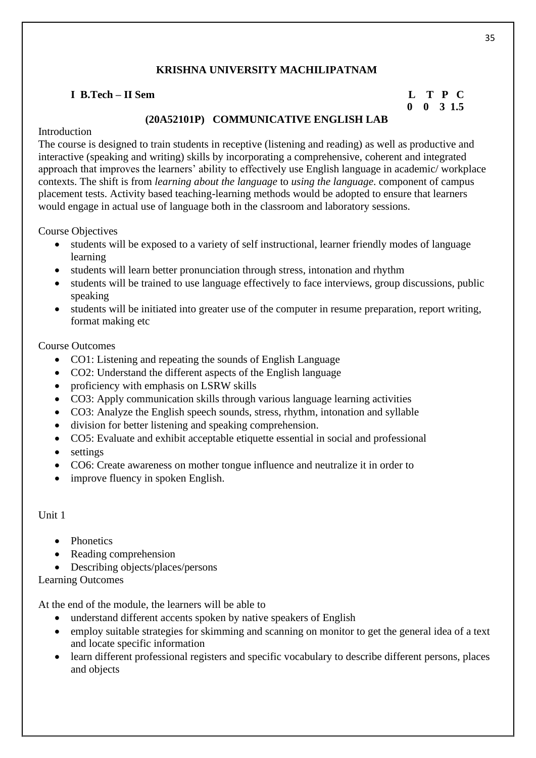**KRISHNA UNIVERSITY MACHILIPATNAM**

**I B.Tech – II Sem**

| L | T | P | C |
|---|---|---|---|
| 0 | 0 | 3 | 1.5 |

**(20A52101P) COMMUNICATIVE ENGLISH LAB**

Introduction

The course is designed to train students in receptive (listening and reading) as well as productive and interactive (speaking and writing) skills by incorporating a comprehensive, coherent and integrated approach that improves the learners' ability to effectively use English language in academic/ workplace contexts. The shift is from *learning about the language* to *using the language*. component of campus placement tests. Activity based teaching-learning methods would be adopted to ensure that learners would engage in actual use of language both in the classroom and laboratory sessions.

Course Objectives

- students will be exposed to a variety of self instructional, learner friendly modes of language learning
- students will learn better pronunciation through stress, intonation and rhythm
- students will be trained to use language effectively to face interviews, group discussions, public speaking
- students will be initiated into greater use of the computer in resume preparation, report writing, format making etc

Course Outcomes

- CO1: Listening and repeating the sounds of English Language
- CO2: Understand the different aspects of the English language
- proficiency with emphasis on LSRW skills
- CO3: Apply communication skills through various language learning activities
- CO3: Analyze the English speech sounds, stress, rhythm, intonation and syllable
- division for better listening and speaking comprehension.
- CO5: Evaluate and exhibit acceptable etiquette essential in social and professional
- settings
- CO6: Create awareness on mother tongue influence and neutralize it in order to
- improve fluency in spoken English.

Unit 1

- Phonetics
- Reading comprehension
- Describing objects/places/persons

Learning Outcomes

At the end of the module, the learners will be able to

- understand different accents spoken by native speakers of English
- employ suitable strategies for skimming and scanning on monitor to get the general idea of a text and locate specific information
- learn different professional registers and specific vocabulary to describe different persons, places and objects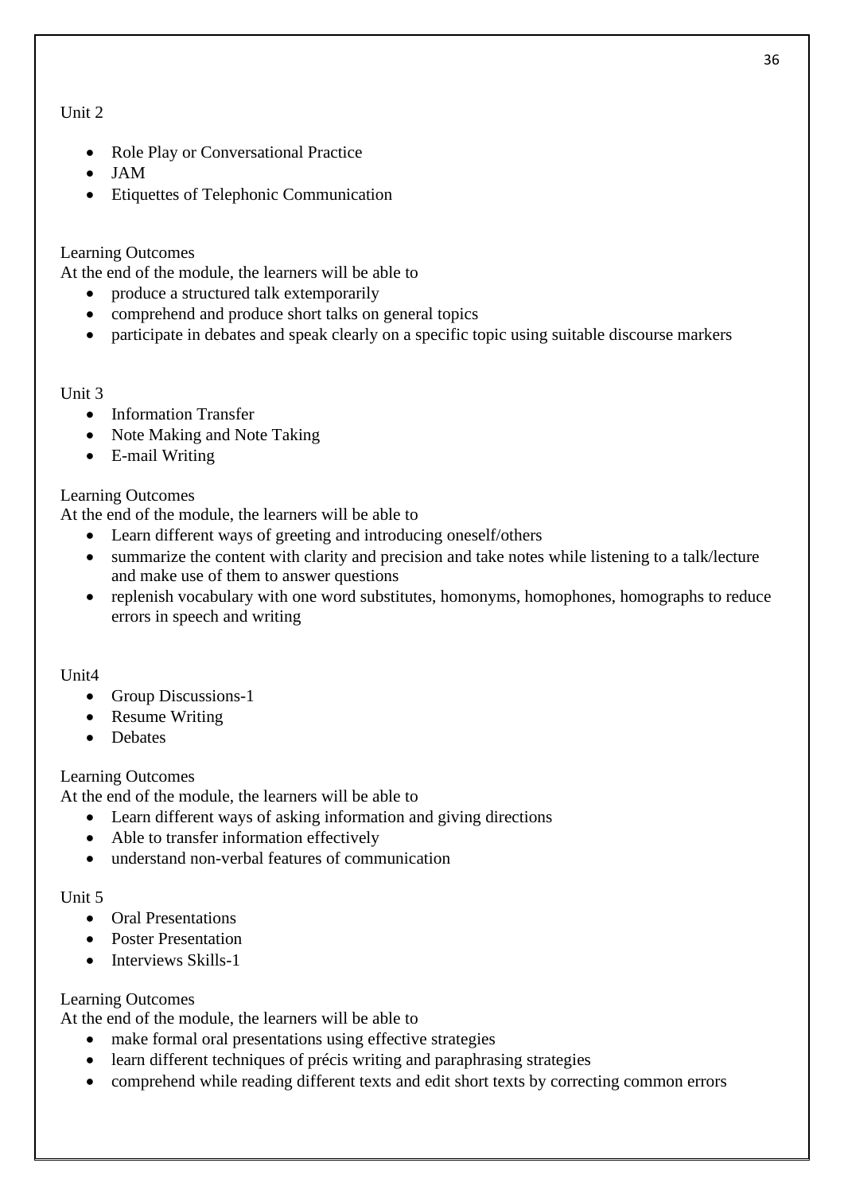Unit 2

- Role Play or Conversational Practice
- JAM
- Etiquettes of Telephonic Communication

Learning Outcomes

At the end of the module, the learners will be able to

- produce a structured talk extemporarily
- comprehend and produce short talks on general topics
- participate in debates and speak clearly on a specific topic using suitable discourse markers

Unit 3

- Information Transfer
- Note Making and Note Taking
- E-mail Writing

Learning Outcomes

At the end of the module, the learners will be able to

- Learn different ways of greeting and introducing oneself/others
- summarize the content with clarity and precision and take notes while listening to a talk/lecture and make use of them to answer questions
- replenish vocabulary with one word substitutes, homonyms, homophones, homographs to reduce errors in speech and writing

Unit4

- Group Discussions-1
- Resume Writing
- Debates

Learning Outcomes

At the end of the module, the learners will be able to

- Learn different ways of asking information and giving directions
- Able to transfer information effectively
- understand non-verbal features of communication

Unit 5

- Oral Presentations
- Poster Presentation
- Interviews Skills-1

Learning Outcomes

At the end of the module, the learners will be able to

- make formal oral presentations using effective strategies
- learn different techniques of précis writing and paraphrasing strategies
- comprehend while reading different texts and edit short texts by correcting common errors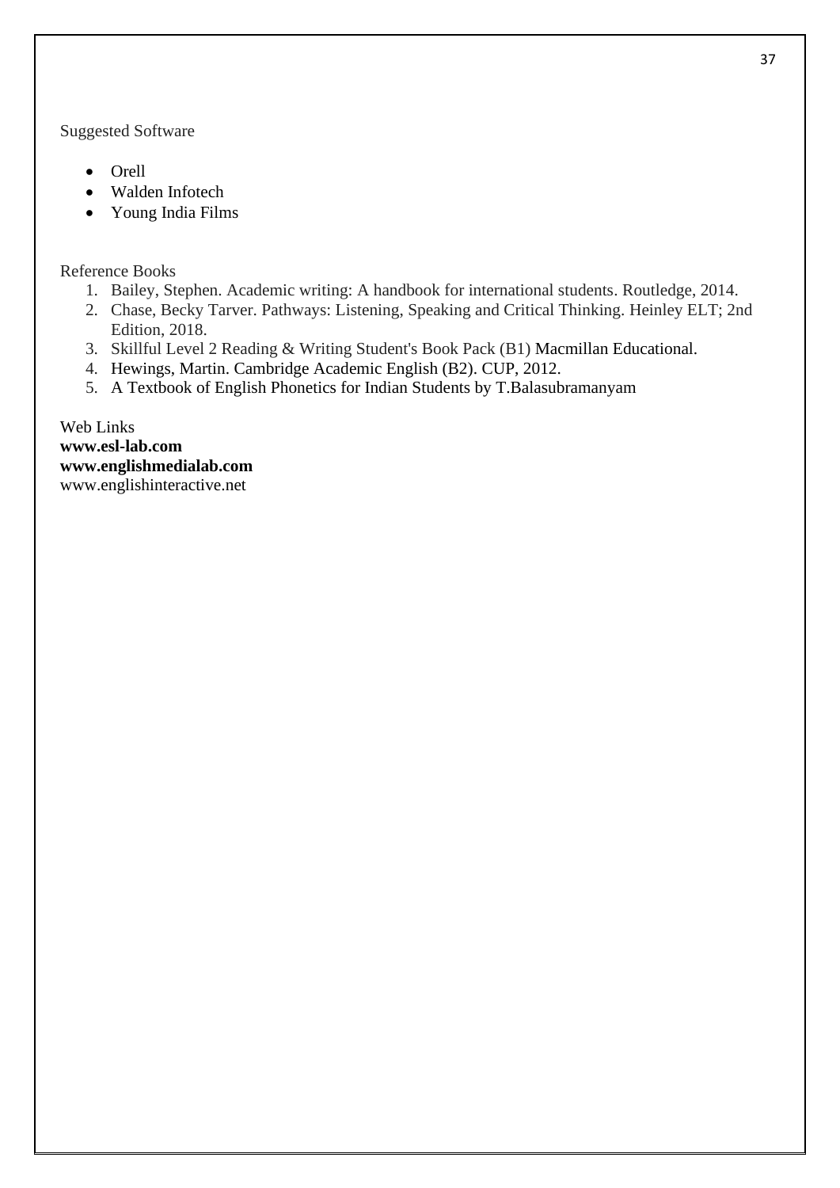Suggested Software

- Orell
- Walden Infotech
- Young India Films

Reference Books

1. Bailey, Stephen. Academic writing: A handbook for international students. Routledge, 2014.
2. Chase, Becky Tarver. Pathways: Listening, Speaking and Critical Thinking. Heinley ELT; 2nd Edition, 2018.
3. Skillful Level 2 Reading & Writing Student's Book Pack (B1) Macmillan Educational.
4. Hewings, Martin. Cambridge Academic English (B2). CUP, 2012.
5. A Textbook of English Phonetics for Indian Students by T.Balasubramanyam

Web Links
**www.esl-lab.com**
**www.englishmedialab.com**
www.englishinteractive.net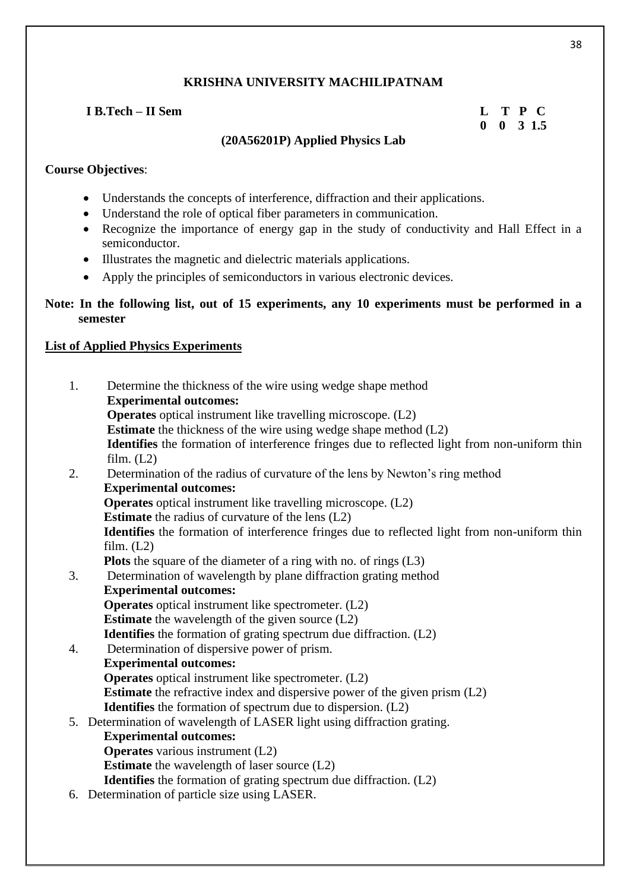## KRISHNA UNIVERSITY MACHILIPATNAM

**I B.Tech – II Sem**

| L | T | P | C |
|---|---|---|---|
| 0 | 0 | 3 | 1.5 |

### (20A56201P) Applied Physics Lab

**Course Objectives**:

- Understands the concepts of interference, diffraction and their applications.
- Understand the role of optical fiber parameters in communication.
- Recognize the importance of energy gap in the study of conductivity and Hall Effect in a semiconductor.
- Illustrates the magnetic and dielectric materials applications.
- Apply the principles of semiconductors in various electronic devices.

**Note: In the following list, out of 15 experiments, any 10 experiments must be performed in a semester**

**<u>List of Applied Physics Experiments</u>**

1. Determine the thickness of the wire using wedge shape method
   **Experimental outcomes:**
   **Operates** optical instrument like travelling microscope. (L2)
   **Estimate** the thickness of the wire using wedge shape method (L2)
   **Identifies** the formation of interference fringes due to reflected light from non-uniform thin film. (L2)
2. Determination of the radius of curvature of the lens by Newton's ring method
   **Experimental outcomes:**
   **Operates** optical instrument like travelling microscope. (L2)
   **Estimate** the radius of curvature of the lens (L2)
   **Identifies** the formation of interference fringes due to reflected light from non-uniform thin film. (L2)
   **Plots** the square of the diameter of a ring with no. of rings (L3)
3. Determination of wavelength by plane diffraction grating method
   **Experimental outcomes:**
   **Operates** optical instrument like spectrometer. (L2)
   **Estimate** the wavelength of the given source (L2)
   **Identifies** the formation of grating spectrum due diffraction. (L2)
4. Determination of dispersive power of prism.
   **Experimental outcomes:**
   **Operates** optical instrument like spectrometer. (L2)
   **Estimate** the refractive index and dispersive power of the given prism (L2)
   **Identifies** the formation of spectrum due to dispersion. (L2)
5. Determination of wavelength of LASER light using diffraction grating.
   **Experimental outcomes:**
   **Operates** various instrument (L2)
   **Estimate** the wavelength of laser source (L2)
   **Identifies** the formation of grating spectrum due diffraction. (L2)
6. Determination of particle size using LASER.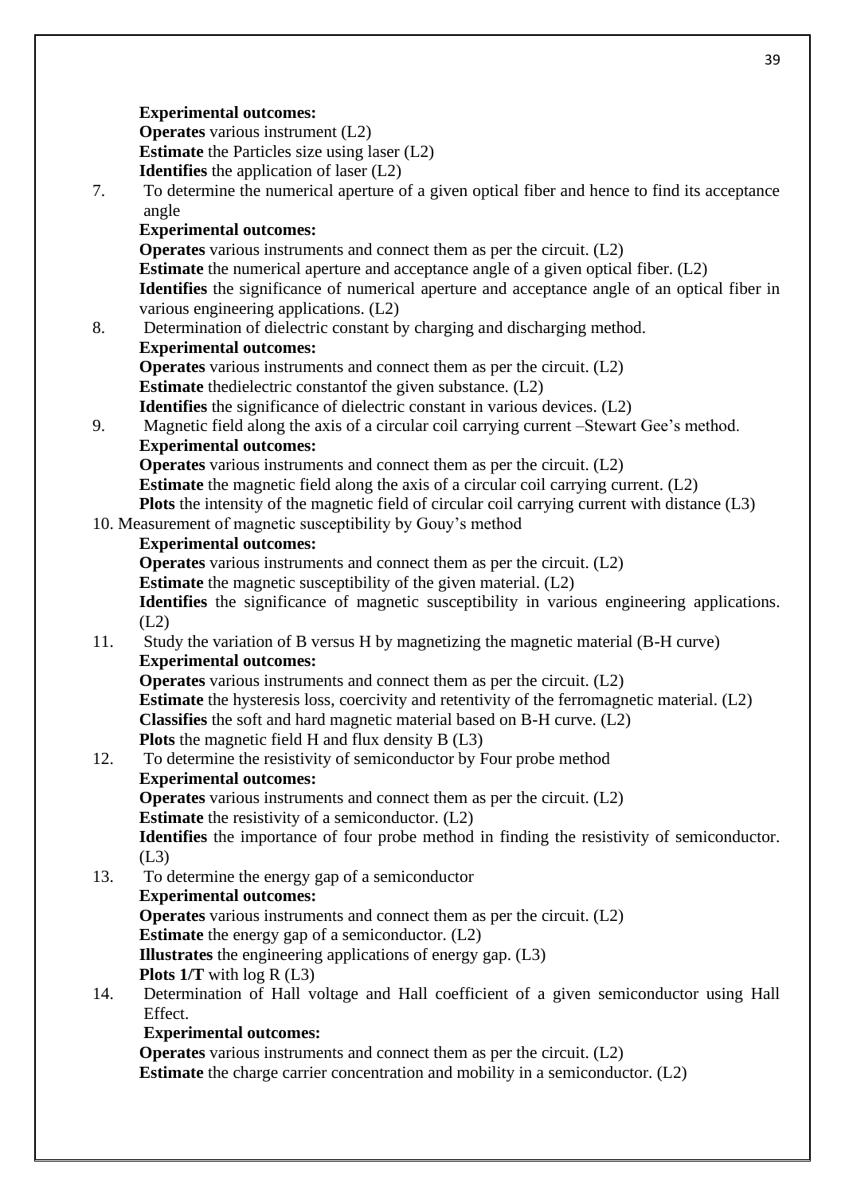**Experimental outcomes:**
**Operates** various instrument (L2)
**Estimate** the Particles size using laser (L2)
**Identifies** the application of laser (L2)

7. To determine the numerical aperture of a given optical fiber and hence to find its acceptance angle
   **Experimental outcomes:**
   **Operates** various instruments and connect them as per the circuit. (L2)
   **Estimate** the numerical aperture and acceptance angle of a given optical fiber. (L2)
   **Identifies** the significance of numerical aperture and acceptance angle of an optical fiber in various engineering applications. (L2)

8. Determination of dielectric constant by charging and discharging method.
   **Experimental outcomes:**
   **Operates** various instruments and connect them as per the circuit. (L2)
   **Estimate** thedielectric constantof the given substance. (L2)
   **Identifies** the significance of dielectric constant in various devices. (L2)

9. Magnetic field along the axis of a circular coil carrying current –Stewart Gee's method.
   **Experimental outcomes:**
   **Operates** various instruments and connect them as per the circuit. (L2)
   **Estimate** the magnetic field along the axis of a circular coil carrying current. (L2)
   **Plots** the intensity of the magnetic field of circular coil carrying current with distance (L3)

10. Measurement of magnetic susceptibility by Gouy's method
    **Experimental outcomes:**
    **Operates** various instruments and connect them as per the circuit. (L2)
    **Estimate** the magnetic susceptibility of the given material. (L2)
    **Identifies** the significance of magnetic susceptibility in various engineering applications. (L2)

11. Study the variation of B versus H by magnetizing the magnetic material (B-H curve)
    **Experimental outcomes:**
    **Operates** various instruments and connect them as per the circuit. (L2)
    **Estimate** the hysteresis loss, coercivity and retentivity of the ferromagnetic material. (L2)
    **Classifies** the soft and hard magnetic material based on B-H curve. (L2)
    **Plots** the magnetic field H and flux density B (L3)

12. To determine the resistivity of semiconductor by Four probe method
    **Experimental outcomes:**
    **Operates** various instruments and connect them as per the circuit. (L2)
    **Estimate** the resistivity of a semiconductor. (L2)
    **Identifies** the importance of four probe method in finding the resistivity of semiconductor. (L3)

13. To determine the energy gap of a semiconductor
    **Experimental outcomes:**
    **Operates** various instruments and connect them as per the circuit. (L2)
    **Estimate** the energy gap of a semiconductor. (L2)
    **Illustrates** the engineering applications of energy gap. (L3)
    **Plots 1/T** with log R (L3)

14. Determination of Hall voltage and Hall coefficient of a given semiconductor using Hall Effect.
    **Experimental outcomes:**
    **Operates** various instruments and connect them as per the circuit. (L2)
    **Estimate** the charge carrier concentration and mobility in a semiconductor. (L2)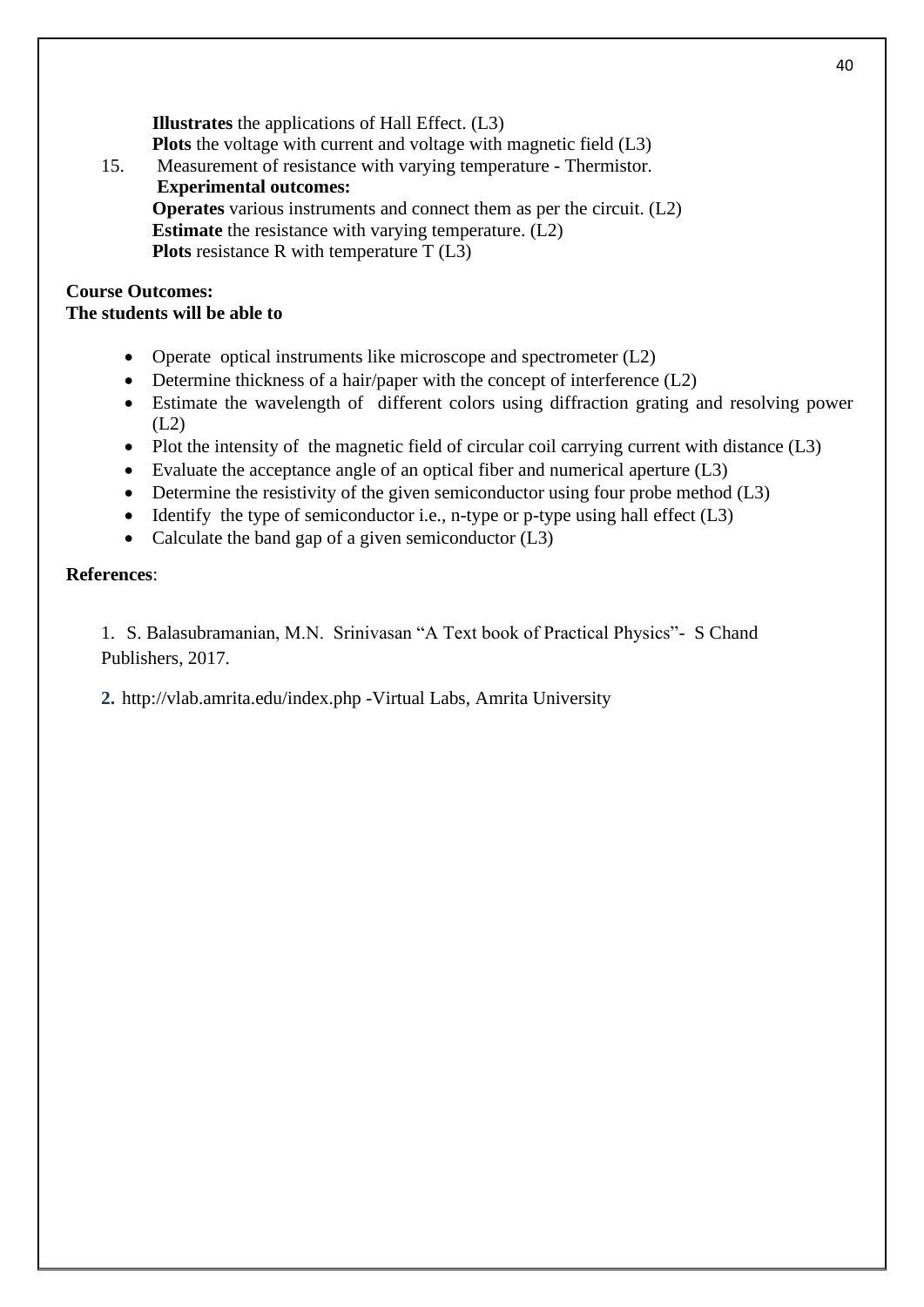**Illustrates** the applications of Hall Effect. (L3)
**Plots** the voltage with current and voltage with magnetic field (L3)

15. Measurement of resistance with varying temperature - Thermistor.
**Experimental outcomes:**
**Operates** various instruments and connect them as per the circuit. (L2)
**Estimate** the resistance with varying temperature. (L2)
**Plots** resistance R with temperature T (L3)

**Course Outcomes:**
**The students will be able to**

- Operate optical instruments like microscope and spectrometer (L2)
- Determine thickness of a hair/paper with the concept of interference (L2)
- Estimate the wavelength of different colors using diffraction grating and resolving power (L2)
- Plot the intensity of the magnetic field of circular coil carrying current with distance (L3)
- Evaluate the acceptance angle of an optical fiber and numerical aperture (L3)
- Determine the resistivity of the given semiconductor using four probe method (L3)
- Identify the type of semiconductor i.e., n-type or p-type using hall effect (L3)
- Calculate the band gap of a given semiconductor (L3)

**References**:

1. S. Balasubramanian, M.N. Srinivasan "A Text book of Practical Physics"- S Chand Publishers, 2017.
2. http://vlab.amrita.edu/index.php -Virtual Labs, Amrita University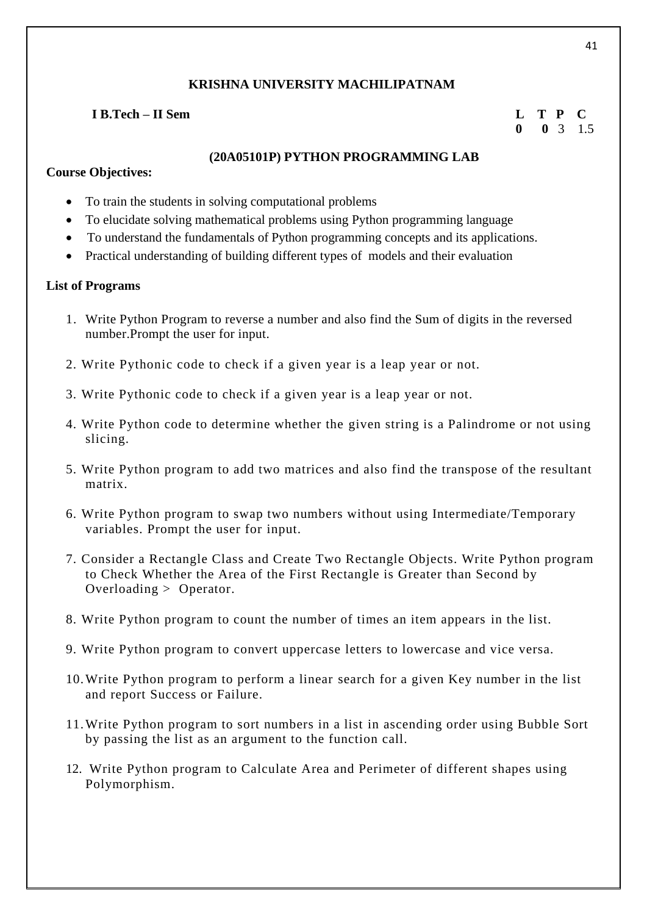**KRISHNA UNIVERSITY MACHILIPATNAM**

| **I B.Tech – II Sem** | **L** | **T** | **P** | **C** |
|---|---|---|---|---|
| | **0** | **0** | 3 | 1.5 |

## (20A05101P) PYTHON PROGRAMMING LAB

**Course Objectives:**

- To train the students in solving computational problems
- To elucidate solving mathematical problems using Python programming language
- To understand the fundamentals of Python programming concepts and its applications.
- Practical understanding of building different types of models and their evaluation

**List of Programs**

1. Write Python Program to reverse a number and also find the Sum of digits in the reversed number.Prompt the user for input.
2. Write Pythonic code to check if a given year is a leap year or not.
3. Write Pythonic code to check if a given year is a leap year or not.
4. Write Python code to determine whether the given string is a Palindrome or not using slicing.
5. Write Python program to add two matrices and also find the transpose of the resultant matrix.
6. Write Python program to swap two numbers without using Intermediate/Temporary variables. Prompt the user for input.
7. Consider a Rectangle Class and Create Two Rectangle Objects. Write Python program to Check Whether the Area of the First Rectangle is Greater than Second by Overloading > Operator.
8. Write Python program to count the number of times an item appears in the list.
9. Write Python program to convert uppercase letters to lowercase and vice versa.
10. Write Python program to perform a linear search for a given Key number in the list and report Success or Failure.
11. Write Python program to sort numbers in a list in ascending order using Bubble Sort by passing the list as an argument to the function call.
12. Write Python program to Calculate Area and Perimeter of different shapes using Polymorphism.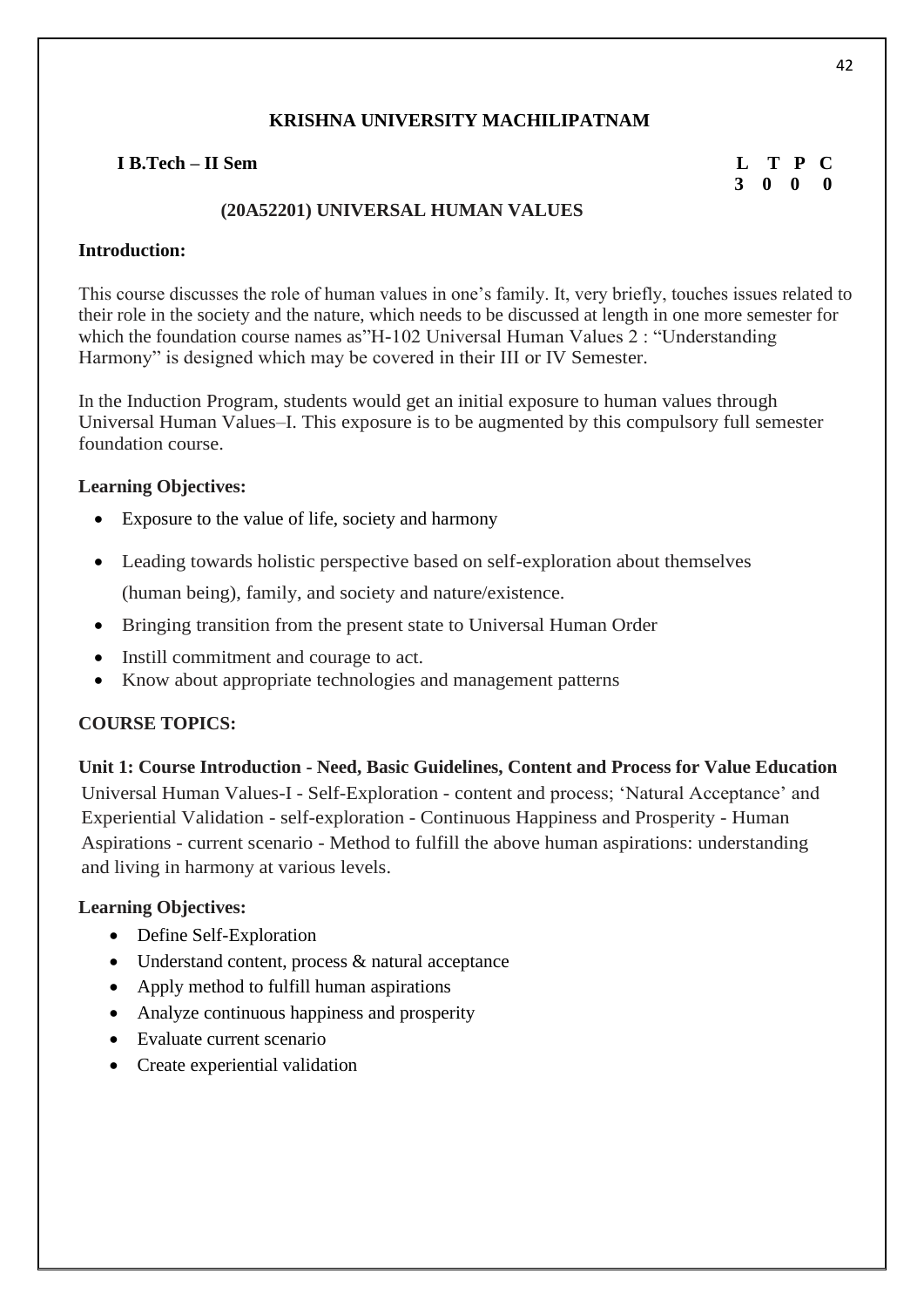**KRISHNA UNIVERSITY MACHILIPATNAM**

**I B.Tech – II Sem**

| L | T | P | C |
|---|---|---|---|
| 3 | 0 | 0 | 0 |

## (20A52201) UNIVERSAL HUMAN VALUES

**Introduction:**

This course discusses the role of human values in one's family. It, very briefly, touches issues related to their role in the society and the nature, which needs to be discussed at length in one more semester for which the foundation course names as"H-102 Universal Human Values 2 : "Understanding Harmony" is designed which may be covered in their III or IV Semester.

In the Induction Program, students would get an initial exposure to human values through Universal Human Values–I. This exposure is to be augmented by this compulsory full semester foundation course.

**Learning Objectives:**

- Exposure to the value of life, society and harmony
- Leading towards holistic perspective based on self-exploration about themselves (human being), family, and society and nature/existence.
- Bringing transition from the present state to Universal Human Order
- Instill commitment and courage to act.
- Know about appropriate technologies and management patterns

**COURSE TOPICS:**

**Unit 1: Course Introduction - Need, Basic Guidelines, Content and Process for Value Education**

Universal Human Values-I - Self-Exploration - content and process; 'Natural Acceptance' and Experiential Validation - self-exploration - Continuous Happiness and Prosperity - Human Aspirations - current scenario - Method to fulfill the above human aspirations: understanding and living in harmony at various levels.

**Learning Objectives:**

- Define Self-Exploration
- Understand content, process & natural acceptance
- Apply method to fulfill human aspirations
- Analyze continuous happiness and prosperity
- Evaluate current scenario
- Create experiential validation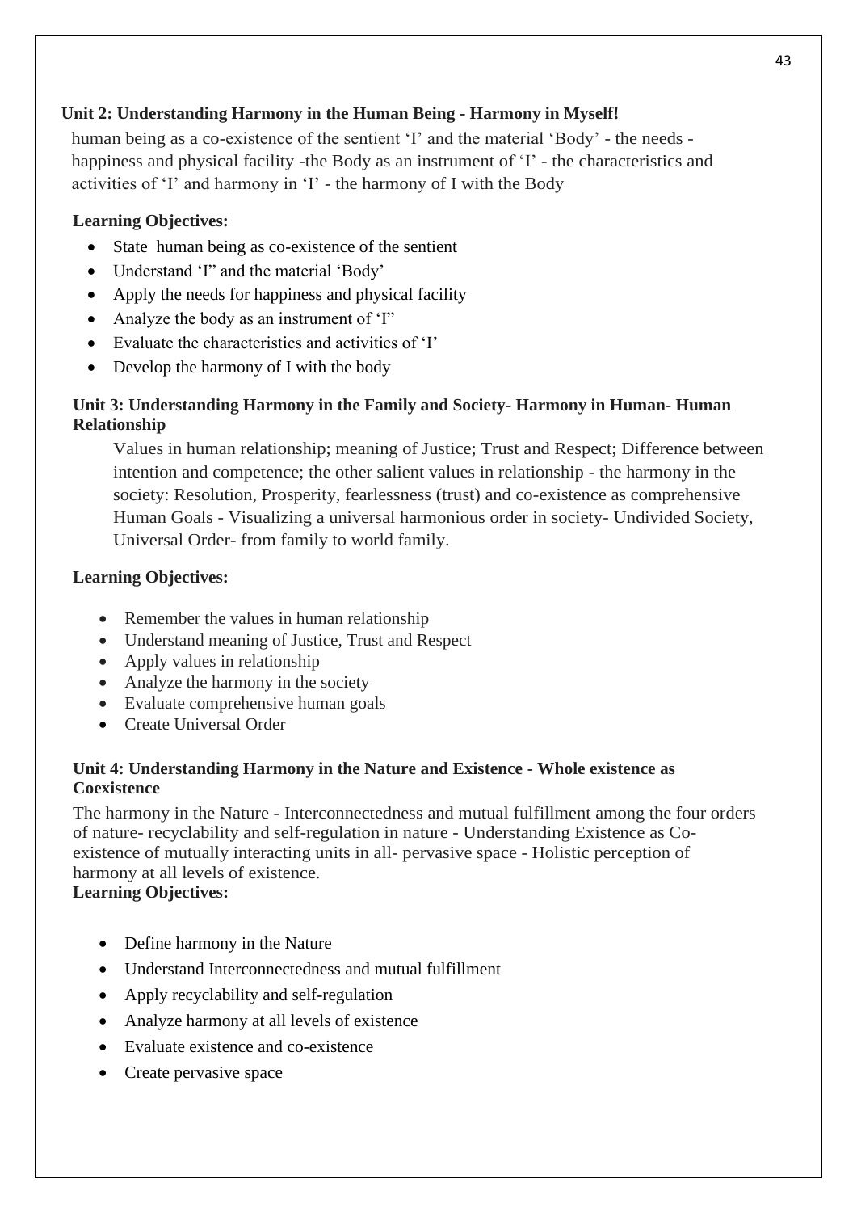**Unit 2: Understanding Harmony in the Human Being - Harmony in Myself!**

human being as a co-existence of the sentient 'I' and the material 'Body' - the needs - happiness and physical facility -the Body as an instrument of 'I' - the characteristics and activities of 'I' and harmony in 'I' - the harmony of I with the Body

**Learning Objectives:**

- State human being as co-existence of the sentient
- Understand 'I" and the material 'Body'
- Apply the needs for happiness and physical facility
- Analyze the body as an instrument of 'I"
- Evaluate the characteristics and activities of 'I'
- Develop the harmony of I with the body

**Unit 3: Understanding Harmony in the Family and Society- Harmony in Human- Human Relationship**

Values in human relationship; meaning of Justice; Trust and Respect; Difference between intention and competence; the other salient values in relationship - the harmony in the society: Resolution, Prosperity, fearlessness (trust) and co-existence as comprehensive Human Goals - Visualizing a universal harmonious order in society- Undivided Society, Universal Order- from family to world family.

**Learning Objectives:**

- Remember the values in human relationship
- Understand meaning of Justice, Trust and Respect
- Apply values in relationship
- Analyze the harmony in the society
- Evaluate comprehensive human goals
- Create Universal Order

**Unit 4: Understanding Harmony in the Nature and Existence - Whole existence as Coexistence**

The harmony in the Nature - Interconnectedness and mutual fulfillment among the four orders of nature- recyclability and self-regulation in nature - Understanding Existence as Co-existence of mutually interacting units in all- pervasive space - Holistic perception of harmony at all levels of existence.

**Learning Objectives:**

- Define harmony in the Nature
- Understand Interconnectedness and mutual fulfillment
- Apply recyclability and self-regulation
- Analyze harmony at all levels of existence
- Evaluate existence and co-existence
- Create pervasive space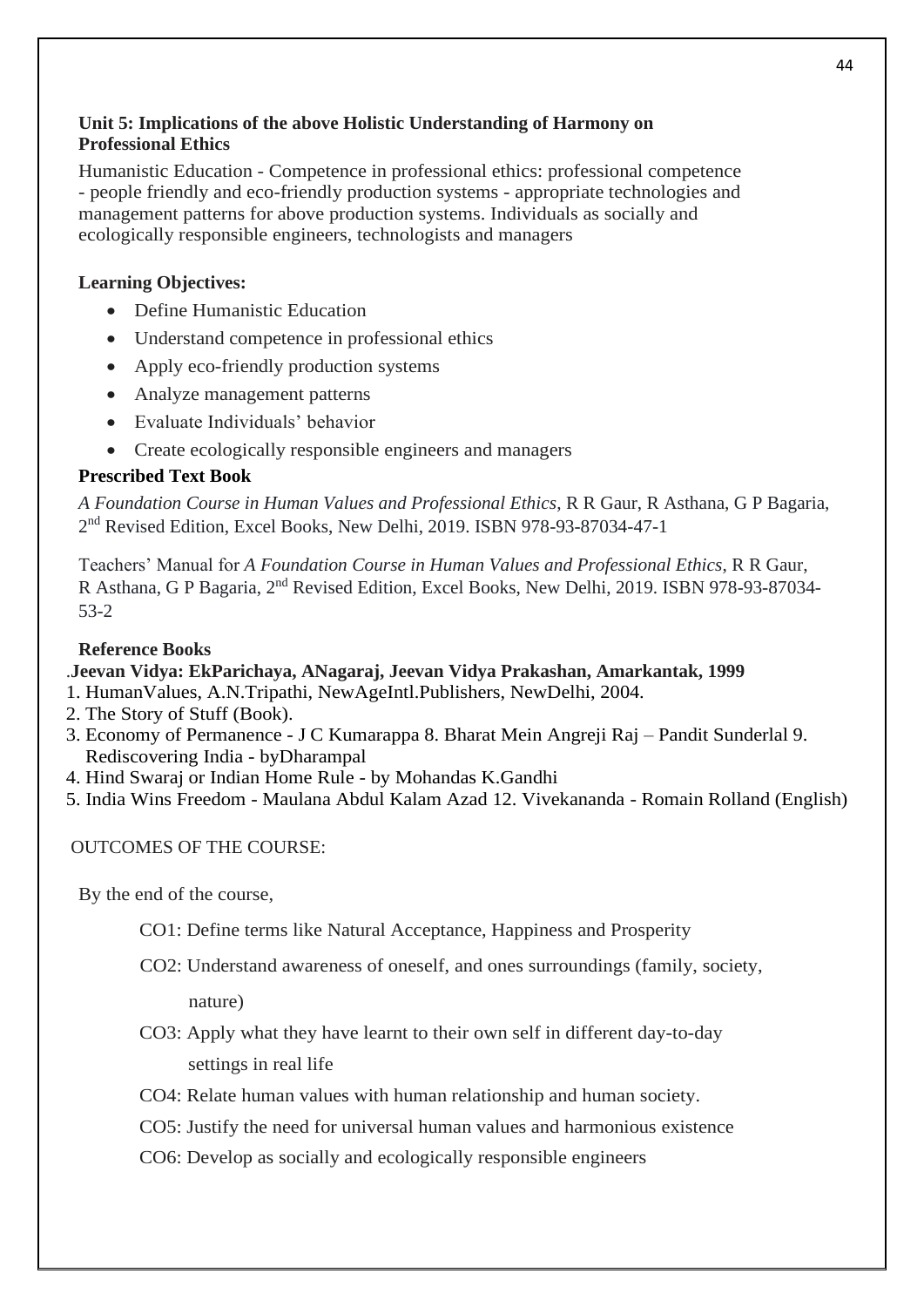### Unit 5: Implications of the above Holistic Understanding of Harmony on Professional Ethics

Humanistic Education - Competence in professional ethics: professional competence - people friendly and eco-friendly production systems - appropriate technologies and management patterns for above production systems. Individuals as socially and ecologically responsible engineers, technologists and managers

**Learning Objectives:**

- Define Humanistic Education
- Understand competence in professional ethics
- Apply eco-friendly production systems
- Analyze management patterns
- Evaluate Individuals' behavior
- Create ecologically responsible engineers and managers

**Prescribed Text Book**

*A Foundation Course in Human Values and Professional Ethics*, R R Gaur, R Asthana, G P Bagaria, 2nd Revised Edition, Excel Books, New Delhi, 2019. ISBN 978-93-87034-47-1

Teachers' Manual for *A Foundation Course in Human Values and Professional Ethics*, R R Gaur, R Asthana, G P Bagaria, 2nd Revised Edition, Excel Books, New Delhi, 2019. ISBN 978-93-87034-53-2

**Reference Books**

.**Jeevan Vidya: EkParichaya, ANagaraj, Jeevan Vidya Prakashan, Amarkantak, 1999**

1. HumanValues, A.N.Tripathi, NewAgeIntl.Publishers, NewDelhi, 2004.
2. The Story of Stuff (Book).
3. Economy of Permanence - J C Kumarappa 8. Bharat Mein Angreji Raj – Pandit Sunderlal 9. Rediscovering India - byDharampal
4. Hind Swaraj or Indian Home Rule - by Mohandas K.Gandhi
5. India Wins Freedom - Maulana Abdul Kalam Azad 12. Vivekananda - Romain Rolland (English)

OUTCOMES OF THE COURSE:

By the end of the course,

CO1: Define terms like Natural Acceptance, Happiness and Prosperity

CO2: Understand awareness of oneself, and ones surroundings (family, society, nature)

CO3: Apply what they have learnt to their own self in different day-to-day settings in real life

CO4: Relate human values with human relationship and human society.

CO5: Justify the need for universal human values and harmonious existence

CO6: Develop as socially and ecologically responsible engineers